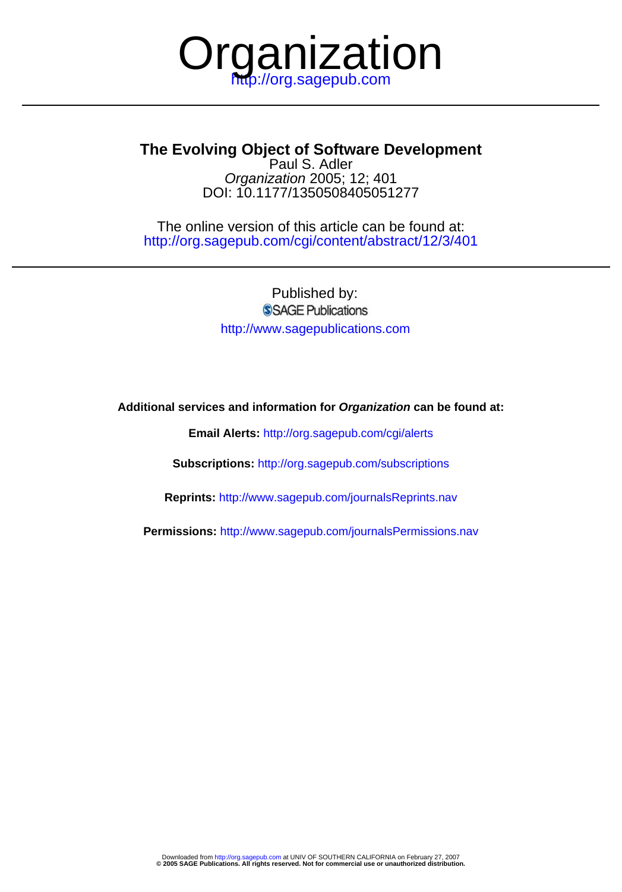# Organization

http://org.sagepub.com

## The Evolving Object of Software Development

Paul S. Adler

*Organization* 2005; 12; 401

DOI: 10.1177/1350508405051277

The online version of this article can be found at:
http://org.sagepub.com/cgi/content/abstract/12/3/401

Published by:

SAGE Publications

http://www.sagepublications.com

**Additional services and information for *Organization* can be found at:**

**Email Alerts:** http://org.sagepub.com/cgi/alerts

**Subscriptions:** http://org.sagepub.com/subscriptions

**Reprints:** http://www.sagepub.com/journalsReprints.nav

**Permissions:** http://www.sagepub.com/journalsPermissions.nav

Downloaded from http://org.sagepub.com at UNIV OF SOUTHERN CALIFORNIA on February 27, 2007
**© 2005 SAGE Publications. All rights reserved. Not for commercial use or unauthorized distribution.**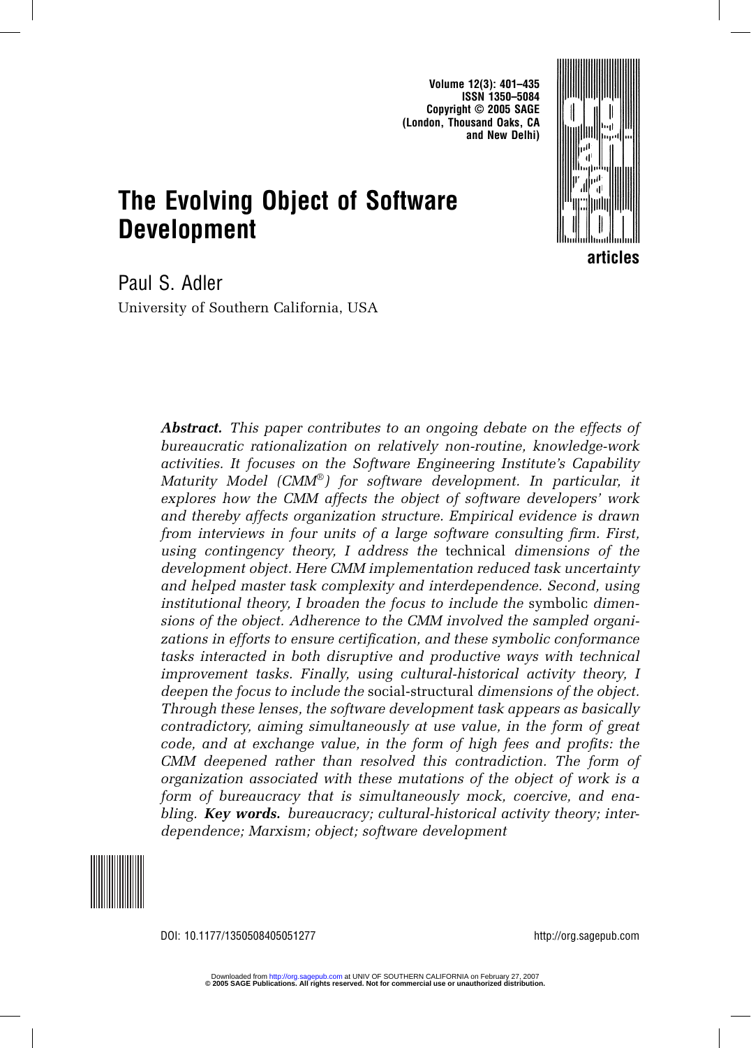# The Evolving Object of Software Development

Paul S. Adler

University of Southern California, USA

***Abstract.*** *This paper contributes to an ongoing debate on the effects of bureaucratic rationalization on relatively non-routine, knowledge-work activities. It focuses on the Software Engineering Institute's Capability Maturity Model (CMM®) for software development. In particular, it explores how the CMM affects the object of software developers' work and thereby affects organization structure. Empirical evidence is drawn from interviews in four units of a large software consulting firm. First, using contingency theory, I address the* technical *dimensions of the development object. Here CMM implementation reduced task uncertainty and helped master task complexity and interdependence. Second, using institutional theory, I broaden the focus to include the* symbolic *dimensions of the object. Adherence to the CMM involved the sampled organizations in efforts to ensure certification, and these symbolic conformance tasks interacted in both disruptive and productive ways with technical improvement tasks. Finally, using cultural-historical activity theory, I deepen the focus to include the* social-structural *dimensions of the object. Through these lenses, the software development task appears as basically contradictory, aiming simultaneously at use value, in the form of great code, and at exchange value, in the form of high fees and profits: the CMM deepened rather than resolved this contradiction. The form of organization associated with these mutations of the object of work is a form of bureaucracy that is simultaneously mock, coercive, and enabling.* ***Key words.*** *bureaucracy; cultural-historical activity theory; interdependence; Marxism; object; software development*

DOI: 10.1177/1350508405051277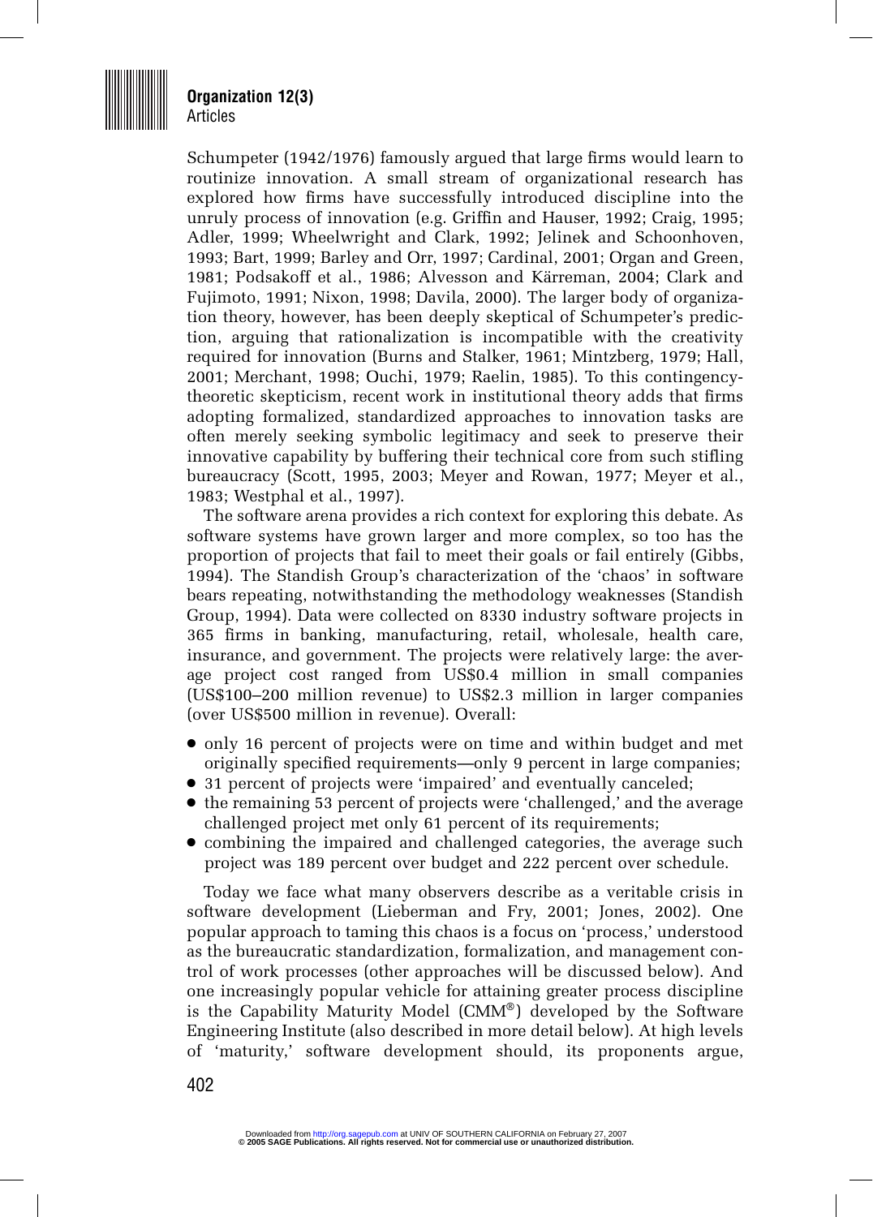Schumpeter (1942/1976) famously argued that large firms would learn to routinize innovation. A small stream of organizational research has explored how firms have successfully introduced discipline into the unruly process of innovation (e.g. Griffin and Hauser, 1992; Craig, 1995; Adler, 1999; Wheelwright and Clark, 1992; Jelinek and Schoonhoven, 1993; Bart, 1999; Barley and Orr, 1997; Cardinal, 2001; Organ and Green, 1981; Podsakoff et al., 1986; Alvesson and Kärreman, 2004; Clark and Fujimoto, 1991; Nixon, 1998; Davila, 2000). The larger body of organization theory, however, has been deeply skeptical of Schumpeter's prediction, arguing that rationalization is incompatible with the creativity required for innovation (Burns and Stalker, 1961; Mintzberg, 1979; Hall, 2001; Merchant, 1998; Ouchi, 1979; Raelin, 1985). To this contingency-theoretic skepticism, recent work in institutional theory adds that firms adopting formalized, standardized approaches to innovation tasks are often merely seeking symbolic legitimacy and seek to preserve their innovative capability by buffering their technical core from such stifling bureaucracy (Scott, 1995, 2003; Meyer and Rowan, 1977; Meyer et al., 1983; Westphal et al., 1997).

The software arena provides a rich context for exploring this debate. As software systems have grown larger and more complex, so too has the proportion of projects that fail to meet their goals or fail entirely (Gibbs, 1994). The Standish Group's characterization of the 'chaos' in software bears repeating, notwithstanding the methodology weaknesses (Standish Group, 1994). Data were collected on 8330 industry software projects in 365 firms in banking, manufacturing, retail, wholesale, health care, insurance, and government. The projects were relatively large: the average project cost ranged from US$0.4 million in small companies (US$100–200 million revenue) to US$2.3 million in larger companies (over US$500 million in revenue). Overall:

- only 16 percent of projects were on time and within budget and met originally specified requirements—only 9 percent in large companies;
- 31 percent of projects were 'impaired' and eventually canceled;
- the remaining 53 percent of projects were 'challenged,' and the average challenged project met only 61 percent of its requirements;
- combining the impaired and challenged categories, the average such project was 189 percent over budget and 222 percent over schedule.

Today we face what many observers describe as a veritable crisis in software development (Lieberman and Fry, 2001; Jones, 2002). One popular approach to taming this chaos is a focus on 'process,' understood as the bureaucratic standardization, formalization, and management control of work processes (other approaches will be discussed below). And one increasingly popular vehicle for attaining greater process discipline is the Capability Maturity Model (CMM®) developed by the Software Engineering Institute (also described in more detail below). At high levels of 'maturity,' software development should, its proponents argue,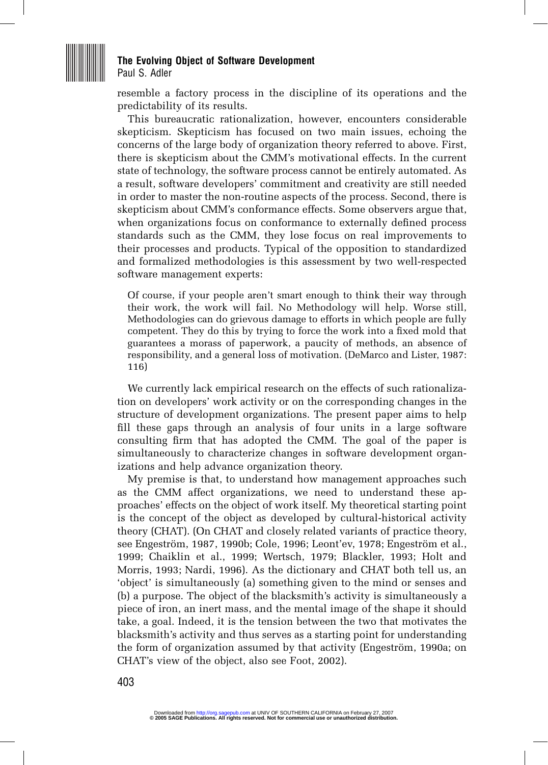resemble a factory process in the discipline of its operations and the predictability of its results.

This bureaucratic rationalization, however, encounters considerable skepticism. Skepticism has focused on two main issues, echoing the concerns of the large body of organization theory referred to above. First, there is skepticism about the CMM's motivational effects. In the current state of technology, the software process cannot be entirely automated. As a result, software developers' commitment and creativity are still needed in order to master the non-routine aspects of the process. Second, there is skepticism about CMM's conformance effects. Some observers argue that, when organizations focus on conformance to externally defined process standards such as the CMM, they lose focus on real improvements to their processes and products. Typical of the opposition to standardized and formalized methodologies is this assessment by two well-respected software management experts:

> Of course, if your people aren't smart enough to think their way through their work, the work will fail. No Methodology will help. Worse still, Methodologies can do grievous damage to efforts in which people are fully competent. They do this by trying to force the work into a fixed mold that guarantees a morass of paperwork, a paucity of methods, an absence of responsibility, and a general loss of motivation. (DeMarco and Lister, 1987: 116)

We currently lack empirical research on the effects of such rationalization on developers' work activity or on the corresponding changes in the structure of development organizations. The present paper aims to help fill these gaps through an analysis of four units in a large software consulting firm that has adopted the CMM. The goal of the paper is simultaneously to characterize changes in software development organizations and help advance organization theory.

My premise is that, to understand how management approaches such as the CMM affect organizations, we need to understand these approaches' effects on the object of work itself. My theoretical starting point is the concept of the object as developed by cultural-historical activity theory (CHAT). (On CHAT and closely related variants of practice theory, see Engeström, 1987, 1990b; Cole, 1996; Leont'ev, 1978; Engeström et al., 1999; Chaiklin et al., 1999; Wertsch, 1979; Blackler, 1993; Holt and Morris, 1993; Nardi, 1996). As the dictionary and CHAT both tell us, an 'object' is simultaneously (a) something given to the mind or senses and (b) a purpose. The object of the blacksmith's activity is simultaneously a piece of iron, an inert mass, and the mental image of the shape it should take, a goal. Indeed, it is the tension between the two that motivates the blacksmith's activity and thus serves as a starting point for understanding the form of organization assumed by that activity (Engeström, 1990a; on CHAT's view of the object, also see Foot, 2002).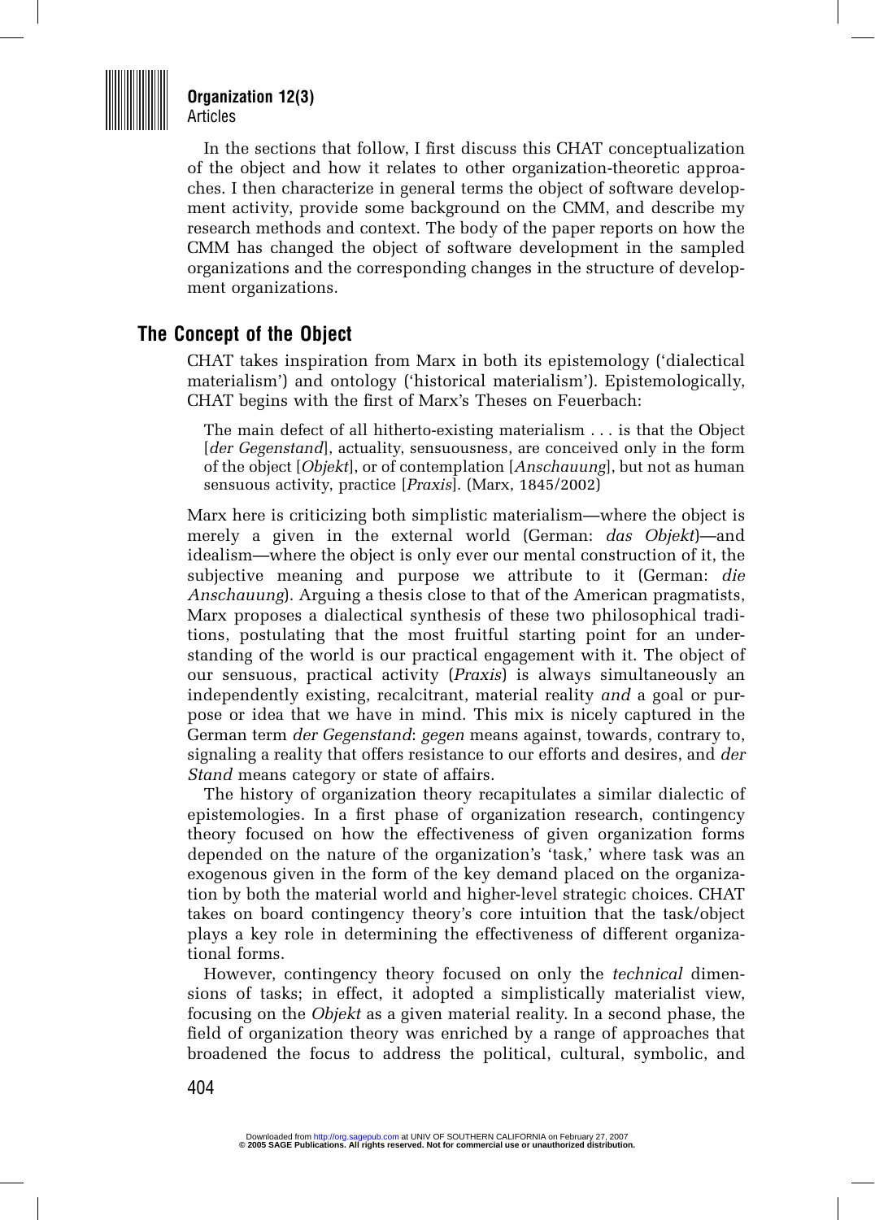In the sections that follow, I first discuss this CHAT conceptualization of the object and how it relates to other organization-theoretic approaches. I then characterize in general terms the object of software development activity, provide some background on the CMM, and describe my research methods and context. The body of the paper reports on how the CMM has changed the object of software development in the sampled organizations and the corresponding changes in the structure of development organizations.

## The Concept of the Object

CHAT takes inspiration from Marx in both its epistemology ('dialectical materialism') and ontology ('historical materialism'). Epistemologically, CHAT begins with the first of Marx's Theses on Feuerbach:

> The main defect of all hitherto-existing materialism . . . is that the Object [*der Gegenstand*], actuality, sensuousness, are conceived only in the form of the object [*Objekt*], or of contemplation [*Anschauung*], but not as human sensuous activity, practice [*Praxis*]. (Marx, 1845/2002)

Marx here is criticizing both simplistic materialism—where the object is merely a given in the external world (German: *das Objekt*)—and idealism—where the object is only ever our mental construction of it, the subjective meaning and purpose we attribute to it (German: *die Anschauung*). Arguing a thesis close to that of the American pragmatists, Marx proposes a dialectical synthesis of these two philosophical traditions, postulating that the most fruitful starting point for an understanding of the world is our practical engagement with it. The object of our sensuous, practical activity (*Praxis*) is always simultaneously an independently existing, recalcitrant, material reality *and* a goal or purpose or idea that we have in mind. This mix is nicely captured in the German term *der Gegenstand*: *gegen* means against, towards, contrary to, signaling a reality that offers resistance to our efforts and desires, and *der Stand* means category or state of affairs.

The history of organization theory recapitulates a similar dialectic of epistemologies. In a first phase of organization research, contingency theory focused on how the effectiveness of given organization forms depended on the nature of the organization's 'task,' where task was an exogenous given in the form of the key demand placed on the organization by both the material world and higher-level strategic choices. CHAT takes on board contingency theory's core intuition that the task/object plays a key role in determining the effectiveness of different organizational forms.

However, contingency theory focused on only the *technical* dimensions of tasks; in effect, it adopted a simplistically materialist view, focusing on the *Objekt* as a given material reality. In a second phase, the field of organization theory was enriched by a range of approaches that broadened the focus to address the political, cultural, symbolic, and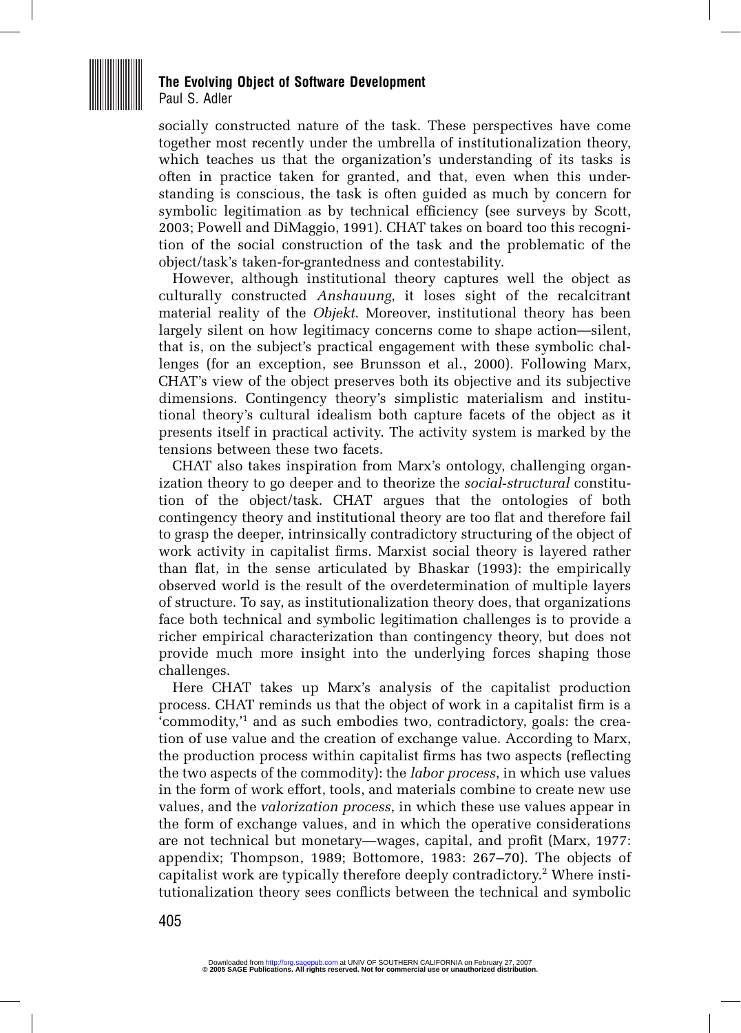socially constructed nature of the task. These perspectives have come together most recently under the umbrella of institutionalization theory, which teaches us that the organization's understanding of its tasks is often in practice taken for granted, and that, even when this understanding is conscious, the task is often guided as much by concern for symbolic legitimation as by technical efficiency (see surveys by Scott, 2003; Powell and DiMaggio, 1991). CHAT takes on board too this recognition of the social construction of the task and the problematic of the object/task's taken-for-grantedness and contestability.

However, although institutional theory captures well the object as culturally constructed *Anshauung*, it loses sight of the recalcitrant material reality of the *Objekt*. Moreover, institutional theory has been largely silent on how legitimacy concerns come to shape action—silent, that is, on the subject's practical engagement with these symbolic challenges (for an exception, see Brunsson et al., 2000). Following Marx, CHAT's view of the object preserves both its objective and its subjective dimensions. Contingency theory's simplistic materialism and institutional theory's cultural idealism both capture facets of the object as it presents itself in practical activity. The activity system is marked by the tensions between these two facets.

CHAT also takes inspiration from Marx's ontology, challenging organization theory to go deeper and to theorize the *social-structural* constitution of the object/task. CHAT argues that the ontologies of both contingency theory and institutional theory are too flat and therefore fail to grasp the deeper, intrinsically contradictory structuring of the object of work activity in capitalist firms. Marxist social theory is layered rather than flat, in the sense articulated by Bhaskar (1993): the empirically observed world is the result of the overdetermination of multiple layers of structure. To say, as institutionalization theory does, that organizations face both technical and symbolic legitimation challenges is to provide a richer empirical characterization than contingency theory, but does not provide much more insight into the underlying forces shaping those challenges.

Here CHAT takes up Marx's analysis of the capitalist production process. CHAT reminds us that the object of work in a capitalist firm is a 'commodity,'[1] and as such embodies two, contradictory, goals: the creation of use value and the creation of exchange value. According to Marx, the production process within capitalist firms has two aspects (reflecting the two aspects of the commodity): the *labor process*, in which use values in the form of work effort, tools, and materials combine to create new use values, and the *valorization process*, in which these use values appear in the form of exchange values, and in which the operative considerations are not technical but monetary—wages, capital, and profit (Marx, 1977: appendix; Thompson, 1989; Bottomore, 1983: 267–70). The objects of capitalist work are typically therefore deeply contradictory.[2] Where institutionalization theory sees conflicts between the technical and symbolic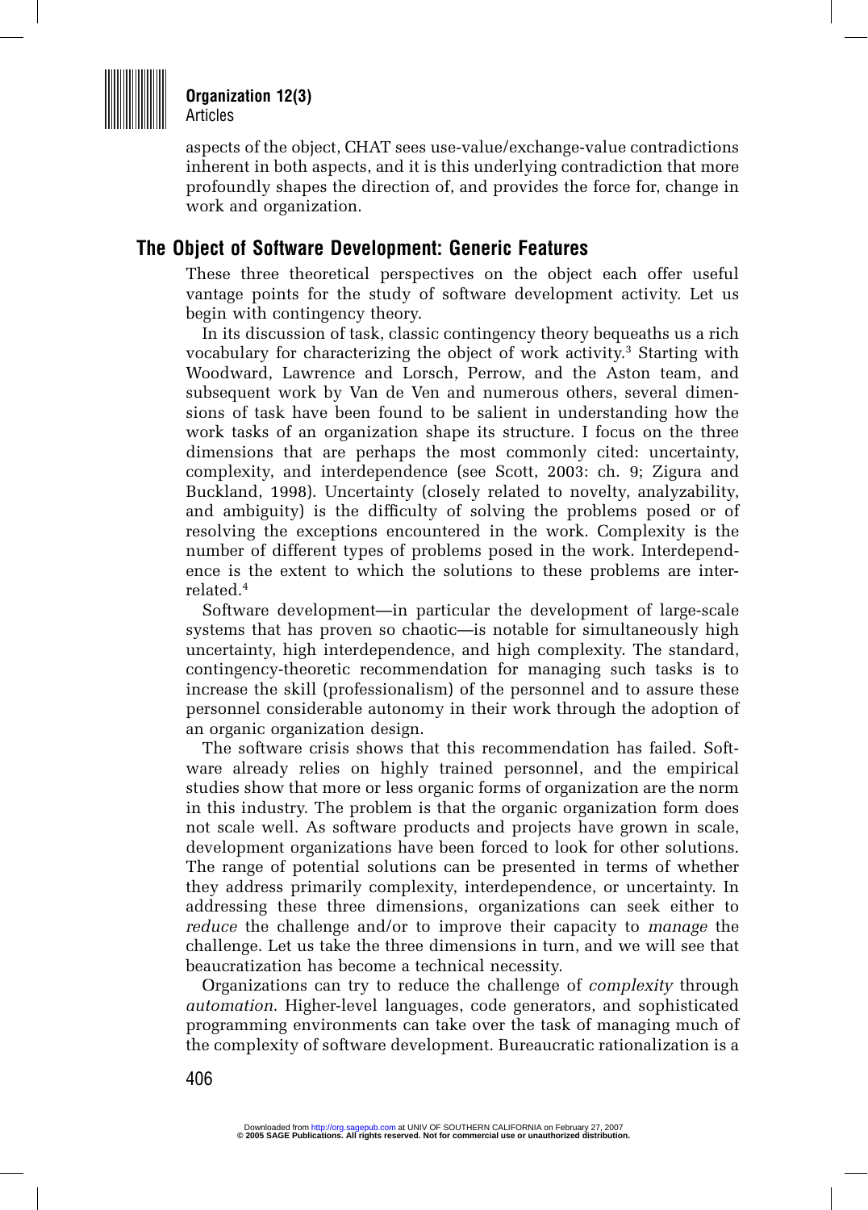aspects of the object, CHAT sees use-value/exchange-value contradictions inherent in both aspects, and it is this underlying contradiction that more profoundly shapes the direction of, and provides the force for, change in work and organization.

## The Object of Software Development: Generic Features

These three theoretical perspectives on the object each offer useful vantage points for the study of software development activity. Let us begin with contingency theory.

In its discussion of task, classic contingency theory bequeaths us a rich vocabulary for characterizing the object of work activity.[3] Starting with Woodward, Lawrence and Lorsch, Perrow, and the Aston team, and subsequent work by Van de Ven and numerous others, several dimensions of task have been found to be salient in understanding how the work tasks of an organization shape its structure. I focus on the three dimensions that are perhaps the most commonly cited: uncertainty, complexity, and interdependence (see Scott, 2003: ch. 9; Zigura and Buckland, 1998). Uncertainty (closely related to novelty, analyzability, and ambiguity) is the difficulty of solving the problems posed or of resolving the exceptions encountered in the work. Complexity is the number of different types of problems posed in the work. Interdependence is the extent to which the solutions to these problems are interrelated.[4]

Software development—in particular the development of large-scale systems that has proven so chaotic—is notable for simultaneously high uncertainty, high interdependence, and high complexity. The standard, contingency-theoretic recommendation for managing such tasks is to increase the skill (professionalism) of the personnel and to assure these personnel considerable autonomy in their work through the adoption of an organic organization design.

The software crisis shows that this recommendation has failed. Software already relies on highly trained personnel, and the empirical studies show that more or less organic forms of organization are the norm in this industry. The problem is that the organic organization form does not scale well. As software products and projects have grown in scale, development organizations have been forced to look for other solutions. The range of potential solutions can be presented in terms of whether they address primarily complexity, interdependence, or uncertainty. In addressing these three dimensions, organizations can seek either to *reduce* the challenge and/or to improve their capacity to *manage* the challenge. Let us take the three dimensions in turn, and we will see that beaucratization has become a technical necessity.

Organizations can try to reduce the challenge of *complexity* through *automation*. Higher-level languages, code generators, and sophisticated programming environments can take over the task of managing much of the complexity of software development. Bureaucratic rationalization is a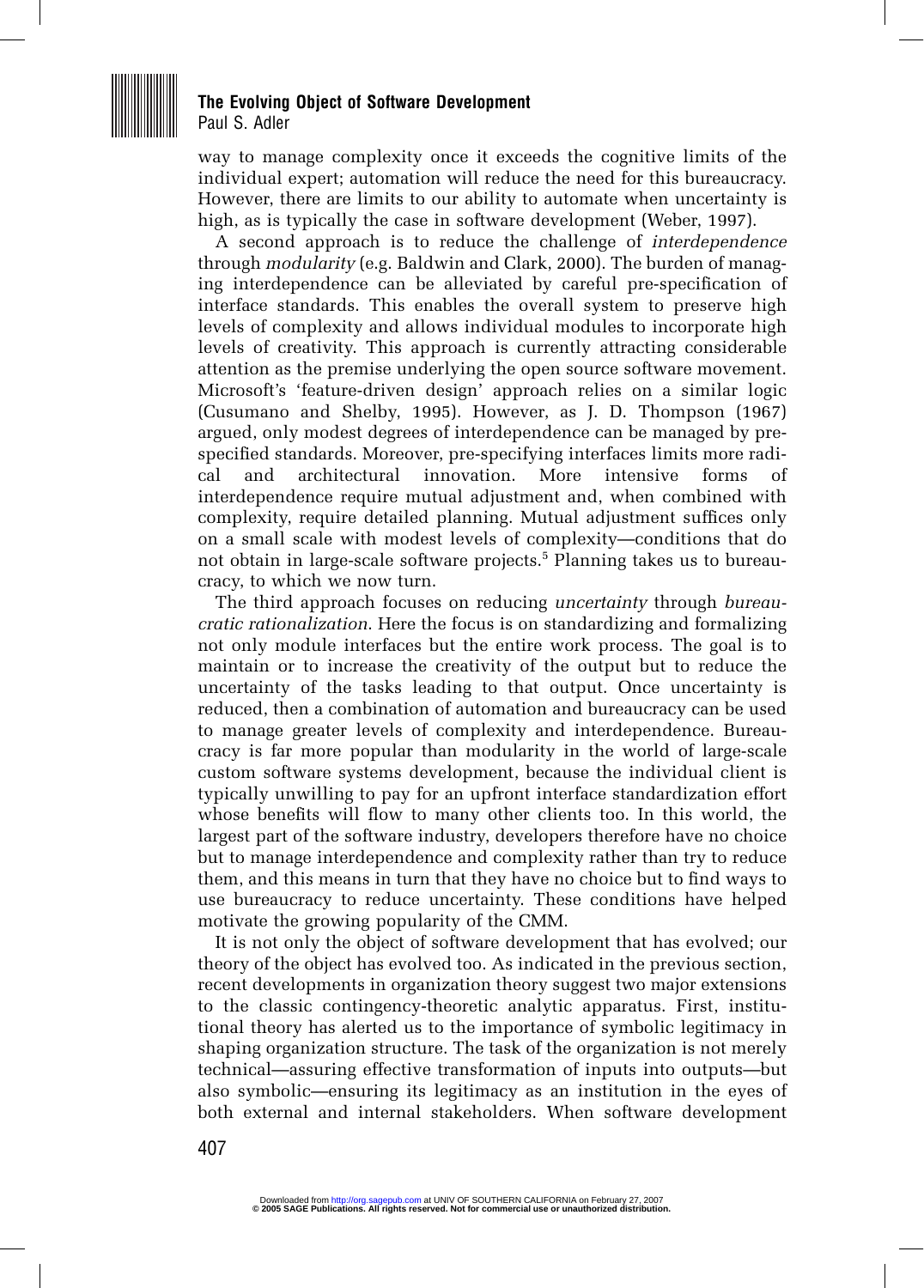way to manage complexity once it exceeds the cognitive limits of the individual expert; automation will reduce the need for this bureaucracy. However, there are limits to our ability to automate when uncertainty is high, as is typically the case in software development (Weber, 1997).

A second approach is to reduce the challenge of *interdependence* through *modularity* (e.g. Baldwin and Clark, 2000). The burden of managing interdependence can be alleviated by careful pre-specification of interface standards. This enables the overall system to preserve high levels of complexity and allows individual modules to incorporate high levels of creativity. This approach is currently attracting considerable attention as the premise underlying the open source software movement. Microsoft's 'feature-driven design' approach relies on a similar logic (Cusumano and Shelby, 1995). However, as J. D. Thompson (1967) argued, only modest degrees of interdependence can be managed by pre-specified standards. Moreover, pre-specifying interfaces limits more radical and architectural innovation. More intensive forms of interdependence require mutual adjustment and, when combined with complexity, require detailed planning. Mutual adjustment suffices only on a small scale with modest levels of complexity—conditions that do not obtain in large-scale software projects.[5] Planning takes us to bureaucracy, to which we now turn.

The third approach focuses on reducing *uncertainty* through *bureaucratic rationalization*. Here the focus is on standardizing and formalizing not only module interfaces but the entire work process. The goal is to maintain or to increase the creativity of the output but to reduce the uncertainty of the tasks leading to that output. Once uncertainty is reduced, then a combination of automation and bureaucracy can be used to manage greater levels of complexity and interdependence. Bureaucracy is far more popular than modularity in the world of large-scale custom software systems development, because the individual client is typically unwilling to pay for an upfront interface standardization effort whose benefits will flow to many other clients too. In this world, the largest part of the software industry, developers therefore have no choice but to manage interdependence and complexity rather than try to reduce them, and this means in turn that they have no choice but to find ways to use bureaucracy to reduce uncertainty. These conditions have helped motivate the growing popularity of the CMM.

It is not only the object of software development that has evolved; our theory of the object has evolved too. As indicated in the previous section, recent developments in organization theory suggest two major extensions to the classic contingency-theoretic analytic apparatus. First, institutional theory has alerted us to the importance of symbolic legitimacy in shaping organization structure. The task of the organization is not merely technical—assuring effective transformation of inputs into outputs—but also symbolic—ensuring its legitimacy as an institution in the eyes of both external and internal stakeholders. When software development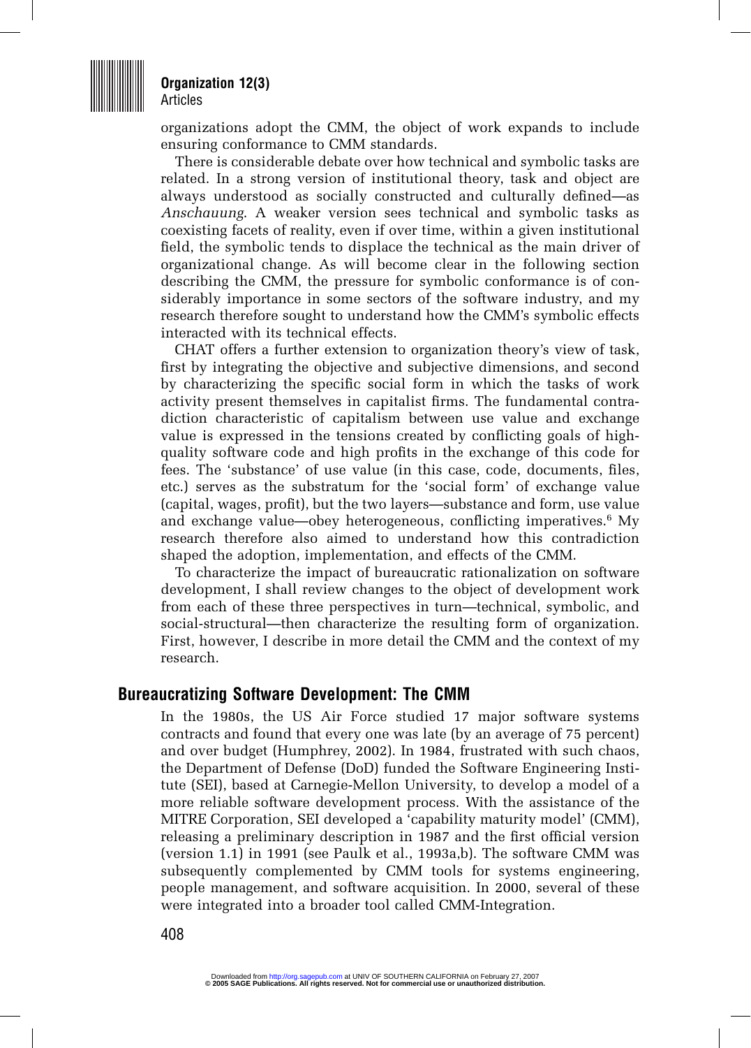organizations adopt the CMM, the object of work expands to include ensuring conformance to CMM standards.

There is considerable debate over how technical and symbolic tasks are related. In a strong version of institutional theory, task and object are always understood as socially constructed and culturally defined—as *Anschauung*. A weaker version sees technical and symbolic tasks as coexisting facets of reality, even if over time, within a given institutional field, the symbolic tends to displace the technical as the main driver of organizational change. As will become clear in the following section describing the CMM, the pressure for symbolic conformance is of considerably importance in some sectors of the software industry, and my research therefore sought to understand how the CMM's symbolic effects interacted with its technical effects.

CHAT offers a further extension to organization theory's view of task, first by integrating the objective and subjective dimensions, and second by characterizing the specific social form in which the tasks of work activity present themselves in capitalist firms. The fundamental contradiction characteristic of capitalism between use value and exchange value is expressed in the tensions created by conflicting goals of high-quality software code and high profits in the exchange of this code for fees. The 'substance' of use value (in this case, code, documents, files, etc.) serves as the substratum for the 'social form' of exchange value (capital, wages, profit), but the two layers—substance and form, use value and exchange value—obey heterogeneous, conflicting imperatives.[6] My research therefore also aimed to understand how this contradiction shaped the adoption, implementation, and effects of the CMM.

To characterize the impact of bureaucratic rationalization on software development, I shall review changes to the object of development work from each of these three perspectives in turn—technical, symbolic, and social-structural—then characterize the resulting form of organization. First, however, I describe in more detail the CMM and the context of my research.

## Bureaucratizing Software Development: The CMM

In the 1980s, the US Air Force studied 17 major software systems contracts and found that every one was late (by an average of 75 percent) and over budget (Humphrey, 2002). In 1984, frustrated with such chaos, the Department of Defense (DoD) funded the Software Engineering Institute (SEI), based at Carnegie-Mellon University, to develop a model of a more reliable software development process. With the assistance of the MITRE Corporation, SEI developed a 'capability maturity model' (CMM), releasing a preliminary description in 1987 and the first official version (version 1.1) in 1991 (see Paulk et al., 1993a,b). The software CMM was subsequently complemented by CMM tools for systems engineering, people management, and software acquisition. In 2000, several of these were integrated into a broader tool called CMM-Integration.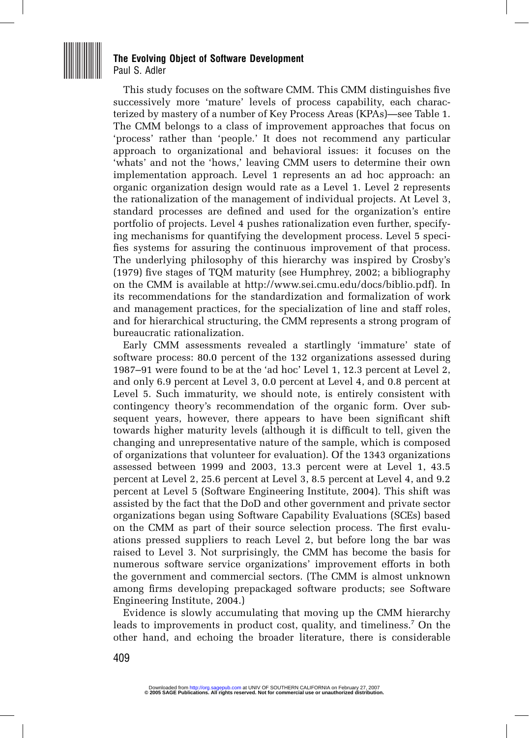This study focuses on the software CMM. This CMM distinguishes five successively more 'mature' levels of process capability, each characterized by mastery of a number of Key Process Areas (KPAs)—see Table 1. The CMM belongs to a class of improvement approaches that focus on 'process' rather than 'people.' It does not recommend any particular approach to organizational and behavioral issues: it focuses on the 'whats' and not the 'hows,' leaving CMM users to determine their own implementation approach. Level 1 represents an ad hoc approach: an organic organization design would rate as a Level 1. Level 2 represents the rationalization of the management of individual projects. At Level 3, standard processes are defined and used for the organization's entire portfolio of projects. Level 4 pushes rationalization even further, specifying mechanisms for quantifying the development process. Level 5 specifies systems for assuring the continuous improvement of that process. The underlying philosophy of this hierarchy was inspired by Crosby's (1979) five stages of TQM maturity (see Humphrey, 2002; a bibliography on the CMM is available at http://www.sei.cmu.edu/docs/biblio.pdf). In its recommendations for the standardization and formalization of work and management practices, for the specialization of line and staff roles, and for hierarchical structuring, the CMM represents a strong program of bureaucratic rationalization.

Early CMM assessments revealed a startlingly 'immature' state of software process: 80.0 percent of the 132 organizations assessed during 1987–91 were found to be at the 'ad hoc' Level 1, 12.3 percent at Level 2, and only 6.9 percent at Level 3, 0.0 percent at Level 4, and 0.8 percent at Level 5. Such immaturity, we should note, is entirely consistent with contingency theory's recommendation of the organic form. Over subsequent years, however, there appears to have been significant shift towards higher maturity levels (although it is difficult to tell, given the changing and unrepresentative nature of the sample, which is composed of organizations that volunteer for evaluation). Of the 1343 organizations assessed between 1999 and 2003, 13.3 percent were at Level 1, 43.5 percent at Level 2, 25.6 percent at Level 3, 8.5 percent at Level 4, and 9.2 percent at Level 5 (Software Engineering Institute, 2004). This shift was assisted by the fact that the DoD and other government and private sector organizations began using Software Capability Evaluations (SCEs) based on the CMM as part of their source selection process. The first evaluations pressed suppliers to reach Level 2, but before long the bar was raised to Level 3. Not surprisingly, the CMM has become the basis for numerous software service organizations' improvement efforts in both the government and commercial sectors. (The CMM is almost unknown among firms developing prepackaged software products; see Software Engineering Institute, 2004.)

Evidence is slowly accumulating that moving up the CMM hierarchy leads to improvements in product cost, quality, and timeliness.[7] On the other hand, and echoing the broader literature, there is considerable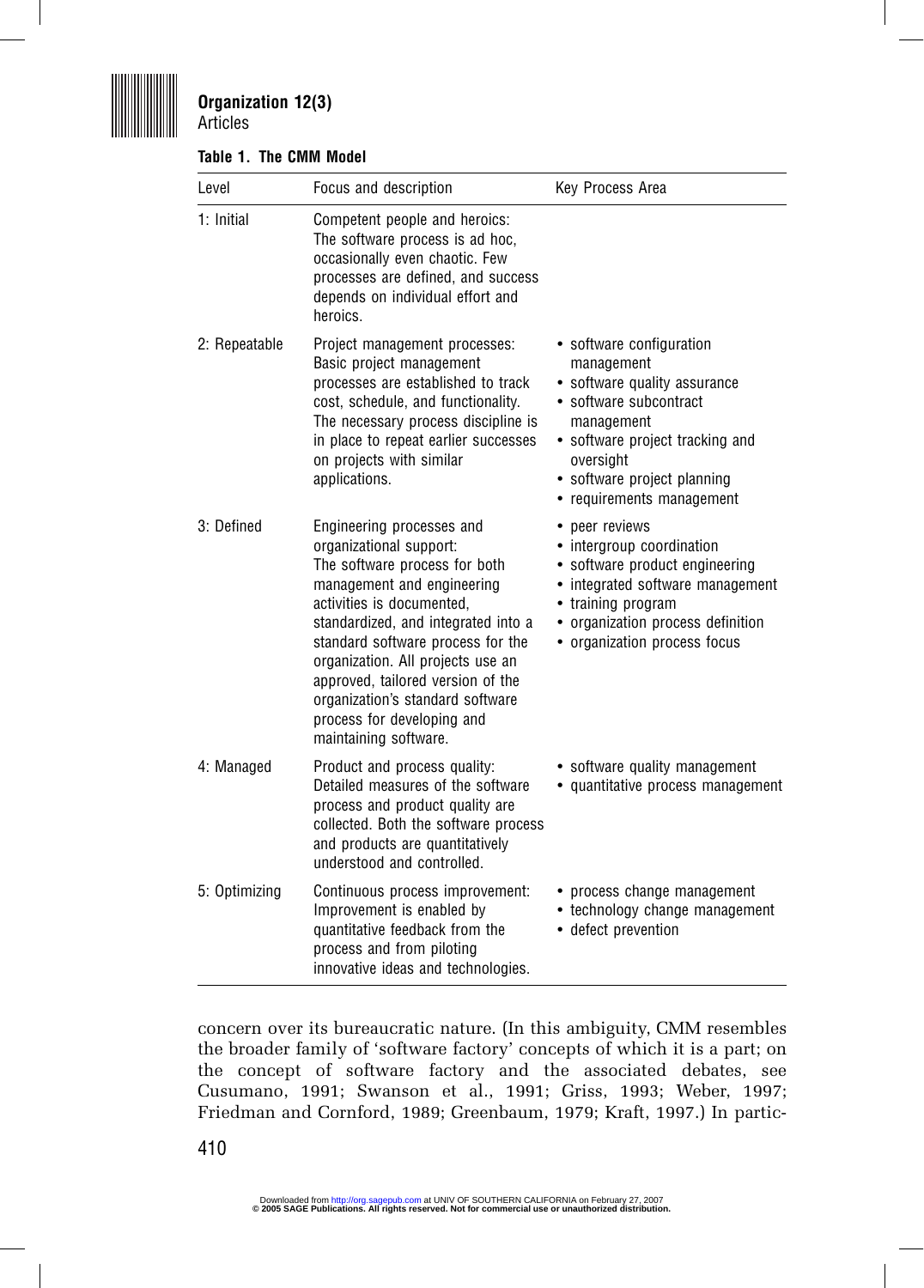**Table 1. The CMM Model**

| Level | Focus and description | Key Process Area |
|---|---|---|
| 1: Initial | Competent people and heroics: The software process is ad hoc, occasionally even chaotic. Few processes are defined, and success depends on individual effort and heroics. | |
| 2: Repeatable | Project management processes: Basic project management processes are established to track cost, schedule, and functionality. The necessary process discipline is in place to repeat earlier successes on projects with similar applications. | • software configuration management<br>• software quality assurance<br>• software subcontract management<br>• software project tracking and oversight<br>• software project planning<br>• requirements management |
| 3: Defined | Engineering processes and organizational support: The software process for both management and engineering activities is documented, standardized, and integrated into a standard software process for the organization. All projects use an approved, tailored version of the organization's standard software process for developing and maintaining software. | • peer reviews<br>• intergroup coordination<br>• software product engineering<br>• integrated software management<br>• training program<br>• organization process definition<br>• organization process focus |
| 4: Managed | Product and process quality: Detailed measures of the software process and product quality are collected. Both the software process and products are quantitatively understood and controlled. | • software quality management<br>• quantitative process management |
| 5: Optimizing | Continuous process improvement: Improvement is enabled by quantitative feedback from the process and from piloting innovative ideas and technologies. | • process change management<br>• technology change management<br>• defect prevention |

concern over its bureaucratic nature. (In this ambiguity, CMM resembles the broader family of 'software factory' concepts of which it is a part; on the concept of software factory and the associated debates, see Cusumano, 1991; Swanson et al., 1991; Griss, 1993; Weber, 1997; Friedman and Cornford, 1989; Greenbaum, 1979; Kraft, 1997.) In partic-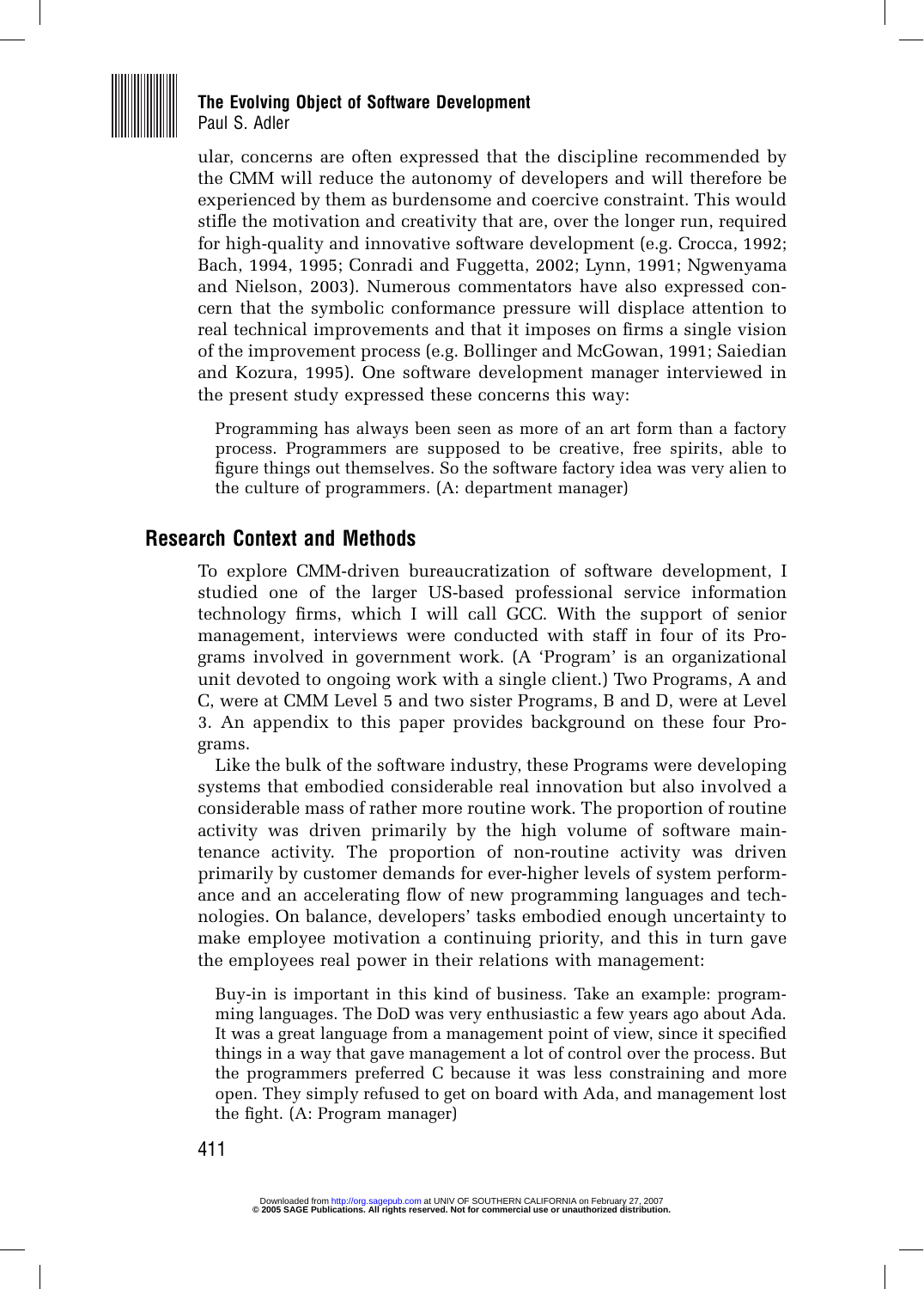ular, concerns are often expressed that the discipline recommended by the CMM will reduce the autonomy of developers and will therefore be experienced by them as burdensome and coercive constraint. This would stifle the motivation and creativity that are, over the longer run, required for high-quality and innovative software development (e.g. Crocca, 1992; Bach, 1994, 1995; Conradi and Fuggetta, 2002; Lynn, 1991; Ngwenyama and Nielson, 2003). Numerous commentators have also expressed concern that the symbolic conformance pressure will displace attention to real technical improvements and that it imposes on firms a single vision of the improvement process (e.g. Bollinger and McGowan, 1991; Saiedian and Kozura, 1995). One software development manager interviewed in the present study expressed these concerns this way:

> Programming has always been seen as more of an art form than a factory process. Programmers are supposed to be creative, free spirits, able to figure things out themselves. So the software factory idea was very alien to the culture of programmers. (A: department manager)

## Research Context and Methods

To explore CMM-driven bureaucratization of software development, I studied one of the larger US-based professional service information technology firms, which I will call GCC. With the support of senior management, interviews were conducted with staff in four of its Programs involved in government work. (A 'Program' is an organizational unit devoted to ongoing work with a single client.) Two Programs, A and C, were at CMM Level 5 and two sister Programs, B and D, were at Level 3. An appendix to this paper provides background on these four Programs.

Like the bulk of the software industry, these Programs were developing systems that embodied considerable real innovation but also involved a considerable mass of rather more routine work. The proportion of routine activity was driven primarily by the high volume of software maintenance activity. The proportion of non-routine activity was driven primarily by customer demands for ever-higher levels of system performance and an accelerating flow of new programming languages and technologies. On balance, developers' tasks embodied enough uncertainty to make employee motivation a continuing priority, and this in turn gave the employees real power in their relations with management:

> Buy-in is important in this kind of business. Take an example: programming languages. The DoD was very enthusiastic a few years ago about Ada. It was a great language from a management point of view, since it specified things in a way that gave management a lot of control over the process. But the programmers preferred C because it was less constraining and more open. They simply refused to get on board with Ada, and management lost the fight. (A: Program manager)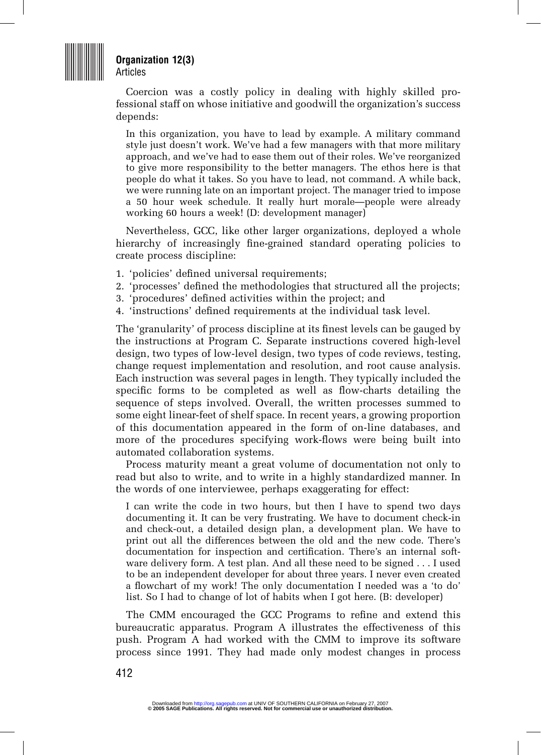Coercion was a costly policy in dealing with highly skilled professional staff on whose initiative and goodwill the organization's success depends:

> In this organization, you have to lead by example. A military command style just doesn't work. We've had a few managers with that more military approach, and we've had to ease them out of their roles. We've reorganized to give more responsibility to the better managers. The ethos here is that people do what it takes. So you have to lead, not command. A while back, we were running late on an important project. The manager tried to impose a 50 hour week schedule. It really hurt morale—people were already working 60 hours a week! (D: development manager)

Nevertheless, GCC, like other larger organizations, deployed a whole hierarchy of increasingly fine-grained standard operating policies to create process discipline:

1. 'policies' defined universal requirements;
2. 'processes' defined the methodologies that structured all the projects;
3. 'procedures' defined activities within the project; and
4. 'instructions' defined requirements at the individual task level.

The 'granularity' of process discipline at its finest levels can be gauged by the instructions at Program C. Separate instructions covered high-level design, two types of low-level design, two types of code reviews, testing, change request implementation and resolution, and root cause analysis. Each instruction was several pages in length. They typically included the specific forms to be completed as well as flow-charts detailing the sequence of steps involved. Overall, the written processes summed to some eight linear-feet of shelf space. In recent years, a growing proportion of this documentation appeared in the form of on-line databases, and more of the procedures specifying work-flows were being built into automated collaboration systems.

Process maturity meant a great volume of documentation not only to read but also to write, and to write in a highly standardized manner. In the words of one interviewee, perhaps exaggerating for effect:

> I can write the code in two hours, but then I have to spend two days documenting it. It can be very frustrating. We have to document check-in and check-out, a detailed design plan, a development plan. We have to print out all the differences between the old and the new code. There's documentation for inspection and certification. There's an internal software delivery form. A test plan. And all these need to be signed . . . I used to be an independent developer for about three years. I never even created a flowchart of my work! The only documentation I needed was a 'to do' list. So I had to change of lot of habits when I got here. (B: developer)

The CMM encouraged the GCC Programs to refine and extend this bureaucratic apparatus. Program A illustrates the effectiveness of this push. Program A had worked with the CMM to improve its software process since 1991. They had made only modest changes in process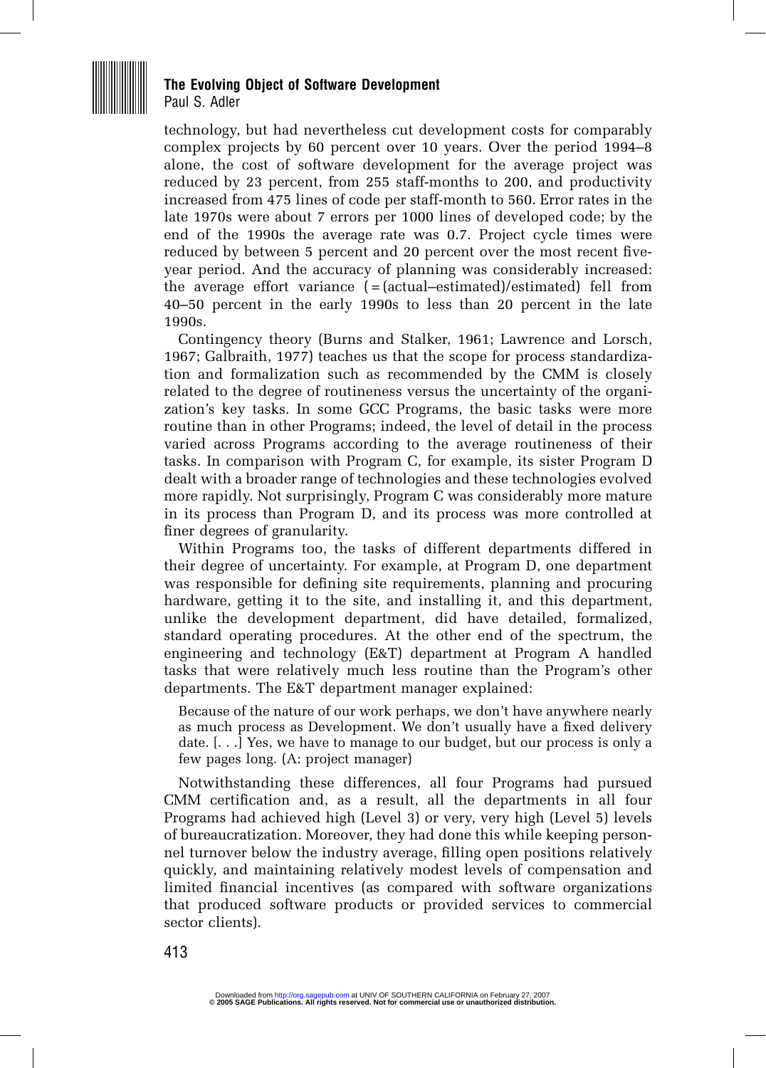technology, but had nevertheless cut development costs for comparably complex projects by 60 percent over 10 years. Over the period 1994–8 alone, the cost of software development for the average project was reduced by 23 percent, from 255 staff-months to 200, and productivity increased from 475 lines of code per staff-month to 560. Error rates in the late 1970s were about 7 errors per 1000 lines of developed code; by the end of the 1990s the average rate was 0.7. Project cycle times were reduced by between 5 percent and 20 percent over the most recent five-year period. And the accuracy of planning was considerably increased: the average effort variance (= (actual–estimated)/estimated) fell from 40–50 percent in the early 1990s to less than 20 percent in the late 1990s.

Contingency theory (Burns and Stalker, 1961; Lawrence and Lorsch, 1967; Galbraith, 1977) teaches us that the scope for process standardization and formalization such as recommended by the CMM is closely related to the degree of routineness versus the uncertainty of the organization's key tasks. In some GCC Programs, the basic tasks were more routine than in other Programs; indeed, the level of detail in the process varied across Programs according to the average routineness of their tasks. In comparison with Program C, for example, its sister Program D dealt with a broader range of technologies and these technologies evolved more rapidly. Not surprisingly, Program C was considerably more mature in its process than Program D, and its process was more controlled at finer degrees of granularity.

Within Programs too, the tasks of different departments differed in their degree of uncertainty. For example, at Program D, one department was responsible for defining site requirements, planning and procuring hardware, getting it to the site, and installing it, and this department, unlike the development department, did have detailed, formalized, standard operating procedures. At the other end of the spectrum, the engineering and technology (E&T) department at Program A handled tasks that were relatively much less routine than the Program's other departments. The E&T department manager explained:

> Because of the nature of our work perhaps, we don't have anywhere nearly as much process as Development. We don't usually have a fixed delivery date. [. . .] Yes, we have to manage to our budget, but our process is only a few pages long. (A: project manager)

Notwithstanding these differences, all four Programs had pursued CMM certification and, as a result, all the departments in all four Programs had achieved high (Level 3) or very, very high (Level 5) levels of bureaucratization. Moreover, they had done this while keeping personnel turnover below the industry average, filling open positions relatively quickly, and maintaining relatively modest levels of compensation and limited financial incentives (as compared with software organizations that produced software products or provided services to commercial sector clients).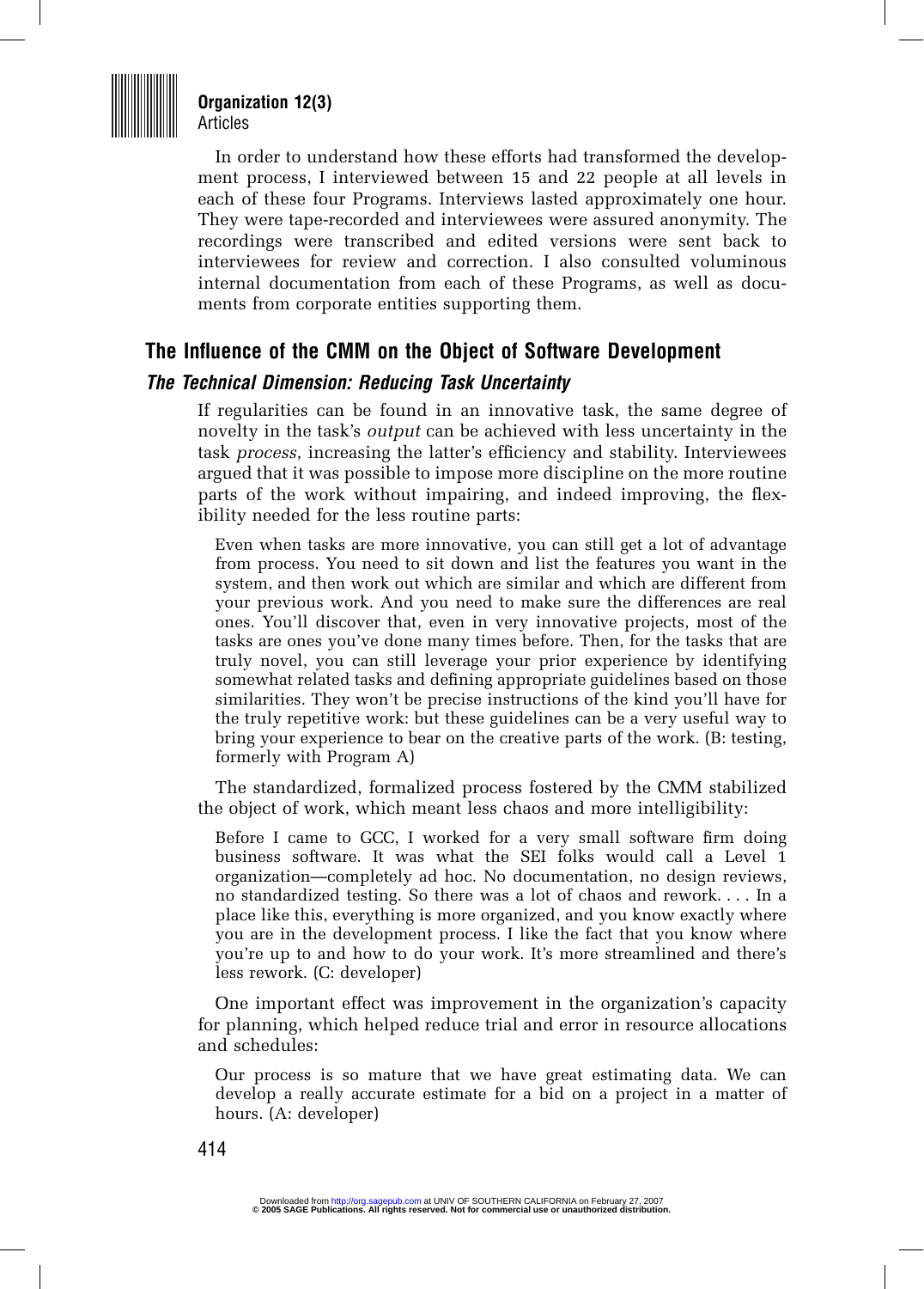In order to understand how these efforts had transformed the development process, I interviewed between 15 and 22 people at all levels in each of these four Programs. Interviews lasted approximately one hour. They were tape-recorded and interviewees were assured anonymity. The recordings were transcribed and edited versions were sent back to interviewees for review and correction. I also consulted voluminous internal documentation from each of these Programs, as well as documents from corporate entities supporting them.

## The Influence of the CMM on the Object of Software Development

### *The Technical Dimension: Reducing Task Uncertainty*

If regularities can be found in an innovative task, the same degree of novelty in the task's *output* can be achieved with less uncertainty in the task *process*, increasing the latter's efficiency and stability. Interviewees argued that it was possible to impose more discipline on the more routine parts of the work without impairing, and indeed improving, the flexibility needed for the less routine parts:

> Even when tasks are more innovative, you can still get a lot of advantage from process. You need to sit down and list the features you want in the system, and then work out which are similar and which are different from your previous work. And you need to make sure the differences are real ones. You'll discover that, even in very innovative projects, most of the tasks are ones you've done many times before. Then, for the tasks that are truly novel, you can still leverage your prior experience by identifying somewhat related tasks and defining appropriate guidelines based on those similarities. They won't be precise instructions of the kind you'll have for the truly repetitive work: but these guidelines can be a very useful way to bring your experience to bear on the creative parts of the work. (B: testing, formerly with Program A)

The standardized, formalized process fostered by the CMM stabilized the object of work, which meant less chaos and more intelligibility:

> Before I came to GCC, I worked for a very small software firm doing business software. It was what the SEI folks would call a Level 1 organization—completely ad hoc. No documentation, no design reviews, no standardized testing. So there was a lot of chaos and rework. . . . In a place like this, everything is more organized, and you know exactly where you are in the development process. I like the fact that you know where you're up to and how to do your work. It's more streamlined and there's less rework. (C: developer)

One important effect was improvement in the organization's capacity for planning, which helped reduce trial and error in resource allocations and schedules:

> Our process is so mature that we have great estimating data. We can develop a really accurate estimate for a bid on a project in a matter of hours. (A: developer)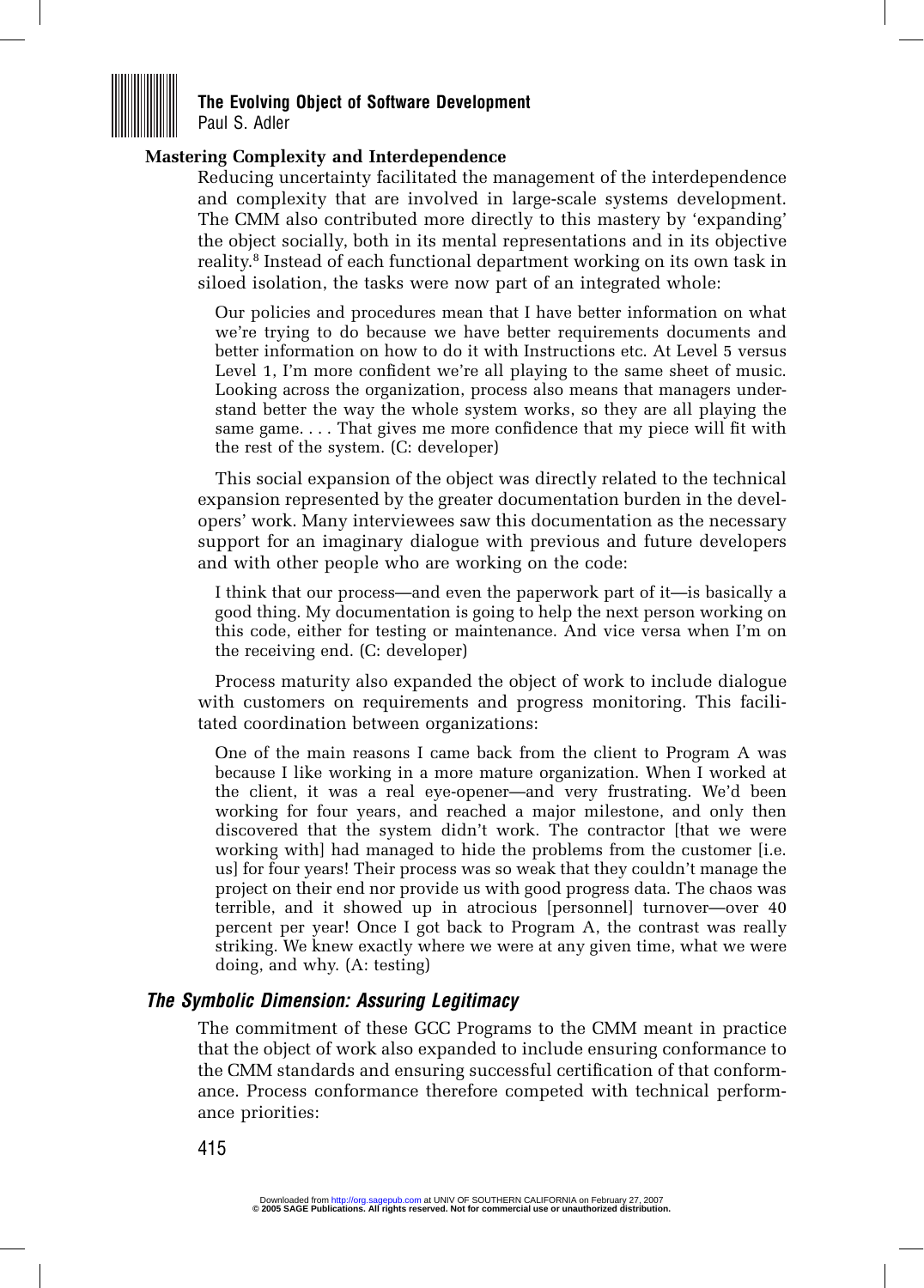**Mastering Complexity and Interdependence**

Reducing uncertainty facilitated the management of the interdependence and complexity that are involved in large-scale systems development. The CMM also contributed more directly to this mastery by 'expanding' the object socially, both in its mental representations and in its objective reality.[8] Instead of each functional department working on its own task in siloed isolation, the tasks were now part of an integrated whole:

> Our policies and procedures mean that I have better information on what we're trying to do because we have better requirements documents and better information on how to do it with Instructions etc. At Level 5 versus Level 1, I'm more confident we're all playing to the same sheet of music. Looking across the organization, process also means that managers understand better the way the whole system works, so they are all playing the same game. . . . That gives me more confidence that my piece will fit with the rest of the system. (C: developer)

This social expansion of the object was directly related to the technical expansion represented by the greater documentation burden in the developers' work. Many interviewees saw this documentation as the necessary support for an imaginary dialogue with previous and future developers and with other people who are working on the code:

> I think that our process—and even the paperwork part of it—is basically a good thing. My documentation is going to help the next person working on this code, either for testing or maintenance. And vice versa when I'm on the receiving end. (C: developer)

Process maturity also expanded the object of work to include dialogue with customers on requirements and progress monitoring. This facilitated coordination between organizations:

> One of the main reasons I came back from the client to Program A was because I like working in a more mature organization. When I worked at the client, it was a real eye-opener—and very frustrating. We'd been working for four years, and reached a major milestone, and only then discovered that the system didn't work. The contractor [that we were working with] had managed to hide the problems from the customer [i.e. us] for four years! Their process was so weak that they couldn't manage the project on their end nor provide us with good progress data. The chaos was terrible, and it showed up in atrocious [personnel] turnover—over 40 percent per year! Once I got back to Program A, the contrast was really striking. We knew exactly where we were at any given time, what we were doing, and why. (A: testing)

### *The Symbolic Dimension: Assuring Legitimacy*

The commitment of these GCC Programs to the CMM meant in practice that the object of work also expanded to include ensuring conformance to the CMM standards and ensuring successful certification of that conformance. Process conformance therefore competed with technical performance priorities: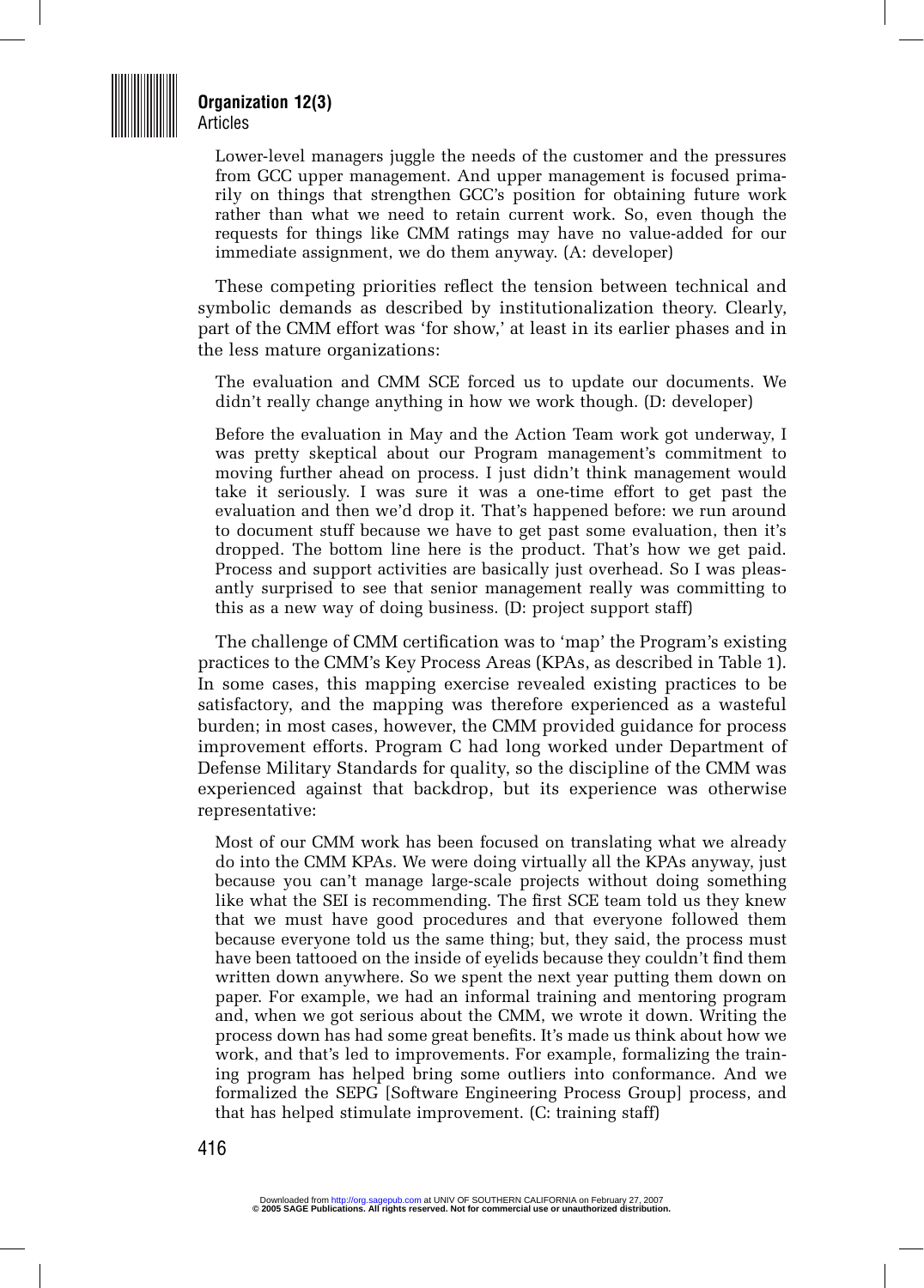> Lower-level managers juggle the needs of the customer and the pressures from GCC upper management. And upper management is focused primarily on things that strengthen GCC's position for obtaining future work rather than what we need to retain current work. So, even though the requests for things like CMM ratings may have no value-added for our immediate assignment, we do them anyway. (A: developer)

These competing priorities reflect the tension between technical and symbolic demands as described by institutionalization theory. Clearly, part of the CMM effort was 'for show,' at least in its earlier phases and in the less mature organizations:

> The evaluation and CMM SCE forced us to update our documents. We didn't really change anything in how we work though. (D: developer)

> Before the evaluation in May and the Action Team work got underway, I was pretty skeptical about our Program management's commitment to moving further ahead on process. I just didn't think management would take it seriously. I was sure it was a one-time effort to get past the evaluation and then we'd drop it. That's happened before: we run around to document stuff because we have to get past some evaluation, then it's dropped. The bottom line here is the product. That's how we get paid. Process and support activities are basically just overhead. So I was pleasantly surprised to see that senior management really was committing to this as a new way of doing business. (D: project support staff)

The challenge of CMM certification was to 'map' the Program's existing practices to the CMM's Key Process Areas (KPAs, as described in Table 1). In some cases, this mapping exercise revealed existing practices to be satisfactory, and the mapping was therefore experienced as a wasteful burden; in most cases, however, the CMM provided guidance for process improvement efforts. Program C had long worked under Department of Defense Military Standards for quality, so the discipline of the CMM was experienced against that backdrop, but its experience was otherwise representative:

> Most of our CMM work has been focused on translating what we already do into the CMM KPAs. We were doing virtually all the KPAs anyway, just because you can't manage large-scale projects without doing something like what the SEI is recommending. The first SCE team told us they knew that we must have good procedures and that everyone followed them because everyone told us the same thing; but, they said, the process must have been tattooed on the inside of eyelids because they couldn't find them written down anywhere. So we spent the next year putting them down on paper. For example, we had an informal training and mentoring program and, when we got serious about the CMM, we wrote it down. Writing the process down has had some great benefits. It's made us think about how we work, and that's led to improvements. For example, formalizing the training program has helped bring some outliers into conformance. And we formalized the SEPG [Software Engineering Process Group] process, and that has helped stimulate improvement. (C: training staff)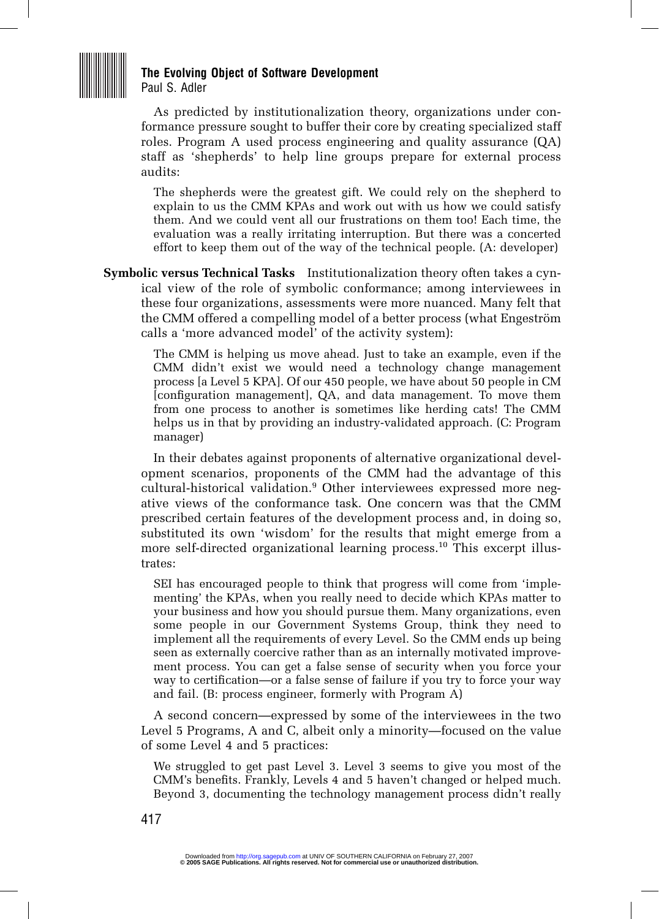As predicted by institutionalization theory, organizations under conformance pressure sought to buffer their core by creating specialized staff roles. Program A used process engineering and quality assurance (QA) staff as 'shepherds' to help line groups prepare for external process audits:

> The shepherds were the greatest gift. We could rely on the shepherd to explain to us the CMM KPAs and work out with us how we could satisfy them. And we could vent all our frustrations on them too! Each time, the evaluation was a really irritating interruption. But there was a concerted effort to keep them out of the way of the technical people. (A: developer)

**Symbolic versus Technical Tasks** Institutionalization theory often takes a cynical view of the role of symbolic conformance; among interviewees in these four organizations, assessments were more nuanced. Many felt that the CMM offered a compelling model of a better process (what Engeström calls a 'more advanced model' of the activity system):

> The CMM is helping us move ahead. Just to take an example, even if the CMM didn't exist we would need a technology change management process [a Level 5 KPA]. Of our 450 people, we have about 50 people in CM [configuration management], QA, and data management. To move them from one process to another is sometimes like herding cats! The CMM helps us in that by providing an industry-validated approach. (C: Program manager)

In their debates against proponents of alternative organizational development scenarios, proponents of the CMM had the advantage of this cultural-historical validation.[9] Other interviewees expressed more negative views of the conformance task. One concern was that the CMM prescribed certain features of the development process and, in doing so, substituted its own 'wisdom' for the results that might emerge from a more self-directed organizational learning process.[10] This excerpt illustrates:

> SEI has encouraged people to think that progress will come from 'implementing' the KPAs, when you really need to decide which KPAs matter to your business and how you should pursue them. Many organizations, even some people in our Government Systems Group, think they need to implement all the requirements of every Level. So the CMM ends up being seen as externally coercive rather than as an internally motivated improvement process. You can get a false sense of security when you force your way to certification—or a false sense of failure if you try to force your way and fail. (B: process engineer, formerly with Program A)

A second concern—expressed by some of the interviewees in the two Level 5 Programs, A and C, albeit only a minority—focused on the value of some Level 4 and 5 practices:

> We struggled to get past Level 3. Level 3 seems to give you most of the CMM's benefits. Frankly, Levels 4 and 5 haven't changed or helped much. Beyond 3, documenting the technology management process didn't really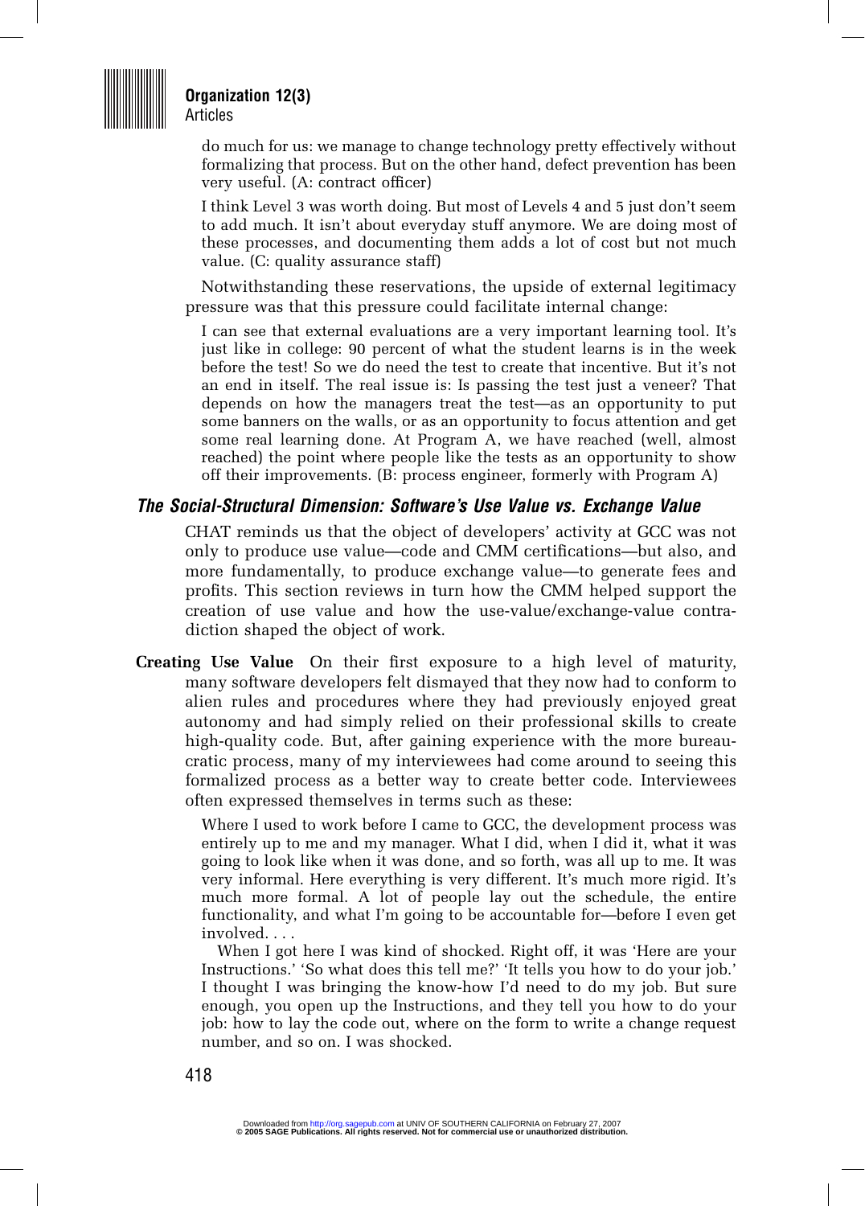do much for us: we manage to change technology pretty effectively without formalizing that process. But on the other hand, defect prevention has been very useful. (A: contract officer)

> I think Level 3 was worth doing. But most of Levels 4 and 5 just don't seem to add much. It isn't about everyday stuff anymore. We are doing most of these processes, and documenting them adds a lot of cost but not much value. (C: quality assurance staff)

Notwithstanding these reservations, the upside of external legitimacy pressure was that this pressure could facilitate internal change:

> I can see that external evaluations are a very important learning tool. It's just like in college: 90 percent of what the student learns is in the week before the test! So we do need the test to create that incentive. But it's not an end in itself. The real issue is: Is passing the test just a veneer? That depends on how the managers treat the test—as an opportunity to put some banners on the walls, or as an opportunity to focus attention and get some real learning done. At Program A, we have reached (well, almost reached) the point where people like the tests as an opportunity to show off their improvements. (B: process engineer, formerly with Program A)

### *The Social-Structural Dimension: Software's Use Value vs. Exchange Value*

CHAT reminds us that the object of developers' activity at GCC was not only to produce use value—code and CMM certifications—but also, and more fundamentally, to produce exchange value—to generate fees and profits. This section reviews in turn how the CMM helped support the creation of use value and how the use-value/exchange-value contradiction shaped the object of work.

**Creating Use Value** On their first exposure to a high level of maturity, many software developers felt dismayed that they now had to conform to alien rules and procedures where they had previously enjoyed great autonomy and had simply relied on their professional skills to create high-quality code. But, after gaining experience with the more bureaucratic process, many of my interviewees had come around to seeing this formalized process as a better way to create better code. Interviewees often expressed themselves in terms such as these:

> Where I used to work before I came to GCC, the development process was entirely up to me and my manager. What I did, when I did it, what it was going to look like when it was done, and so forth, was all up to me. It was very informal. Here everything is very different. It's much more rigid. It's much more formal. A lot of people lay out the schedule, the entire functionality, and what I'm going to be accountable for—before I even get involved. . . .
>
> When I got here I was kind of shocked. Right off, it was 'Here are your Instructions.' 'So what does this tell me?' 'It tells you how to do your job.' I thought I was bringing the know-how I'd need to do my job. But sure enough, you open up the Instructions, and they tell you how to do your job: how to lay the code out, where on the form to write a change request number, and so on. I was shocked.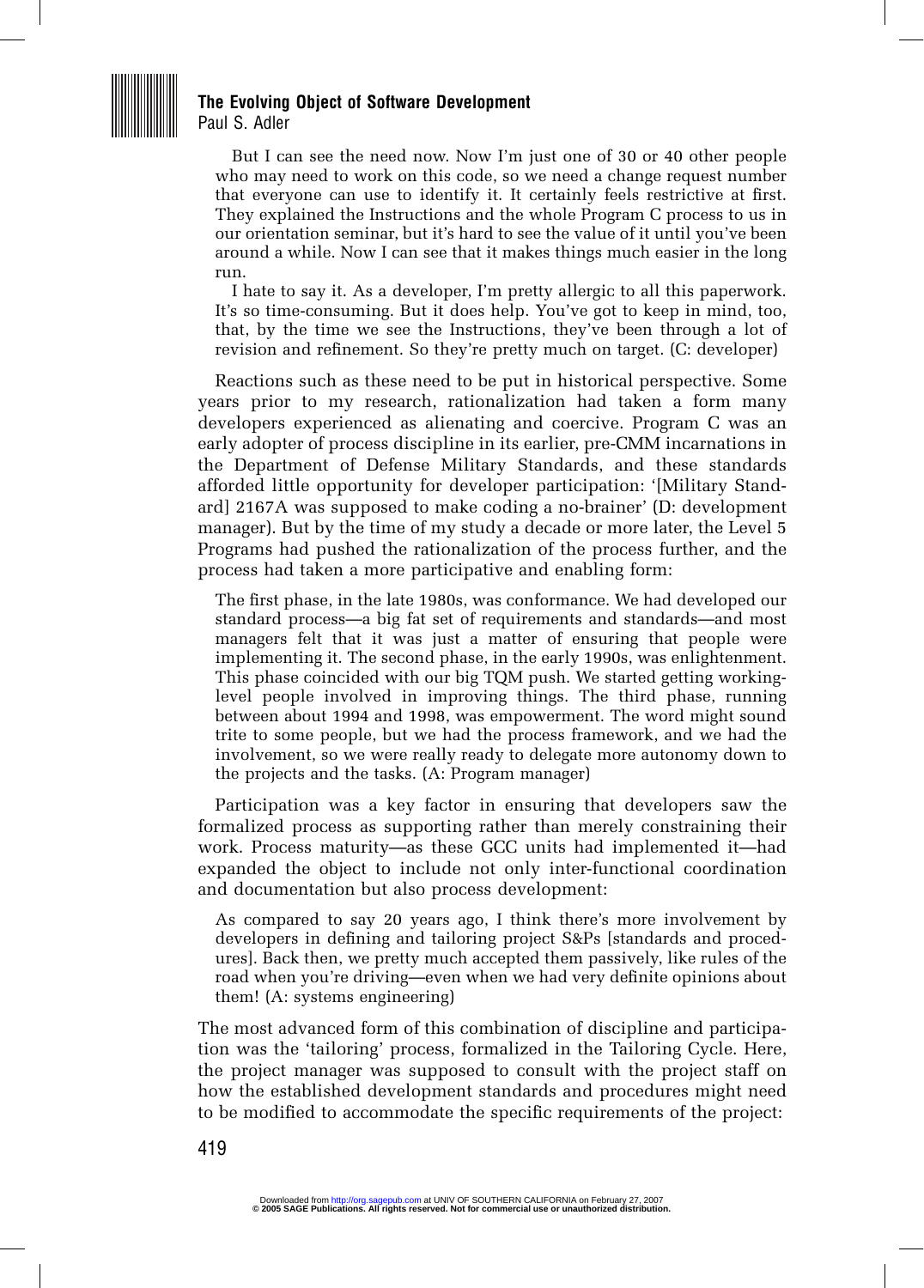> But I can see the need now. Now I'm just one of 30 or 40 other people who may need to work on this code, so we need a change request number that everyone can use to identify it. It certainly feels restrictive at first. They explained the Instructions and the whole Program C process to us in our orientation seminar, but it's hard to see the value of it until you've been around a while. Now I can see that it makes things much easier in the long run.
>
> I hate to say it. As a developer, I'm pretty allergic to all this paperwork. It's so time-consuming. But it does help. You've got to keep in mind, too, that, by the time we see the Instructions, they've been through a lot of revision and refinement. So they're pretty much on target. (C: developer)

Reactions such as these need to be put in historical perspective. Some years prior to my research, rationalization had taken a form many developers experienced as alienating and coercive. Program C was an early adopter of process discipline in its earlier, pre-CMM incarnations in the Department of Defense Military Standards, and these standards afforded little opportunity for developer participation: '[Military Standard] 2167A was supposed to make coding a no-brainer' (D: development manager). But by the time of my study a decade or more later, the Level 5 Programs had pushed the rationalization of the process further, and the process had taken a more participative and enabling form:

> The first phase, in the late 1980s, was conformance. We had developed our standard process—a big fat set of requirements and standards—and most managers felt that it was just a matter of ensuring that people were implementing it. The second phase, in the early 1990s, was enlightenment. This phase coincided with our big TQM push. We started getting working-level people involved in improving things. The third phase, running between about 1994 and 1998, was empowerment. The word might sound trite to some people, but we had the process framework, and we had the involvement, so we were really ready to delegate more autonomy down to the projects and the tasks. (A: Program manager)

Participation was a key factor in ensuring that developers saw the formalized process as supporting rather than merely constraining their work. Process maturity—as these GCC units had implemented it—had expanded the object to include not only inter-functional coordination and documentation but also process development:

> As compared to say 20 years ago, I think there's more involvement by developers in defining and tailoring project S&Ps [standards and procedures]. Back then, we pretty much accepted them passively, like rules of the road when you're driving—even when we had very definite opinions about them! (A: systems engineering)

The most advanced form of this combination of discipline and participation was the 'tailoring' process, formalized in the Tailoring Cycle. Here, the project manager was supposed to consult with the project staff on how the established development standards and procedures might need to be modified to accommodate the specific requirements of the project: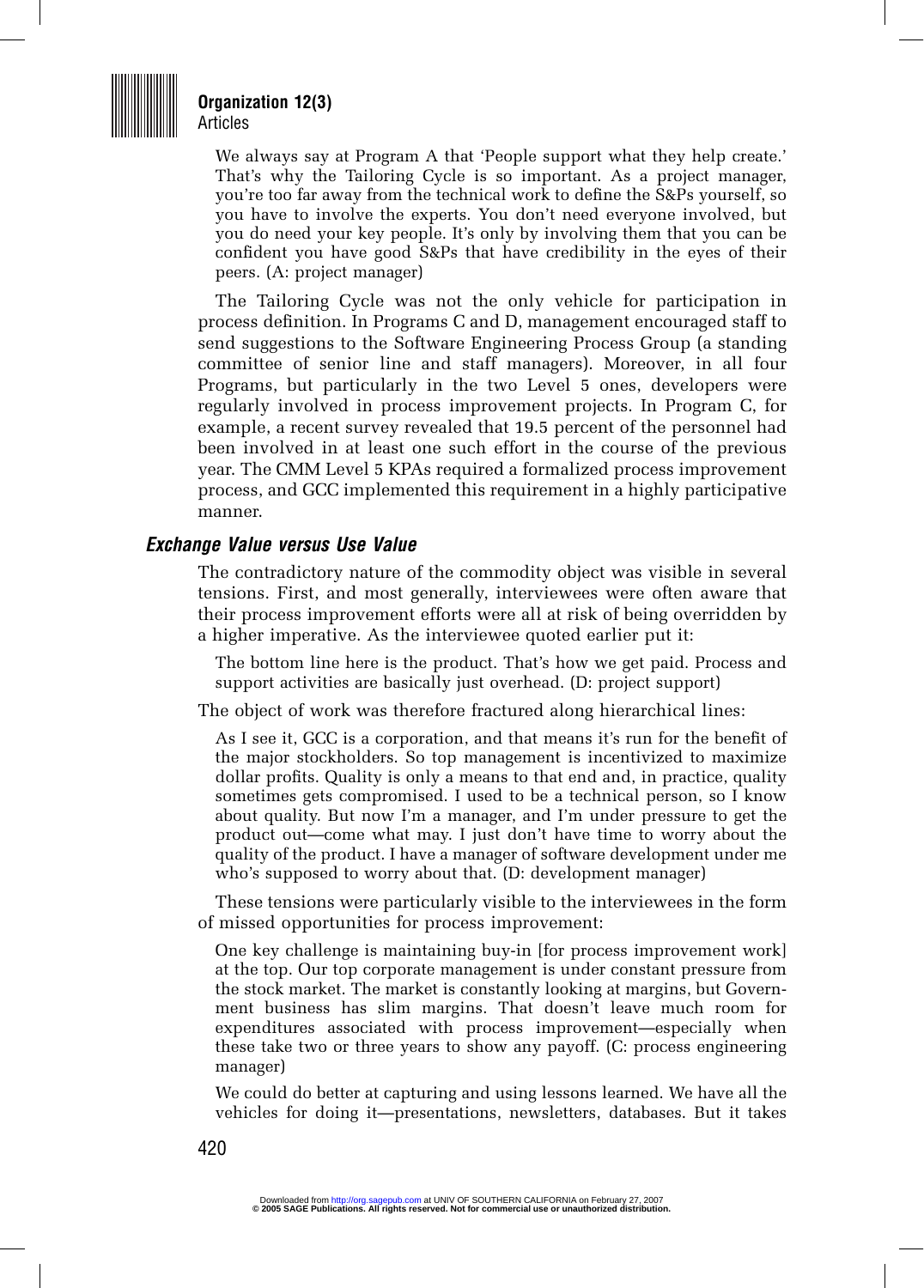> We always say at Program A that 'People support what they help create.' That's why the Tailoring Cycle is so important. As a project manager, you're too far away from the technical work to define the S&Ps yourself, so you have to involve the experts. You don't need everyone involved, but you do need your key people. It's only by involving them that you can be confident you have good S&Ps that have credibility in the eyes of their peers. (A: project manager)

The Tailoring Cycle was not the only vehicle for participation in process definition. In Programs C and D, management encouraged staff to send suggestions to the Software Engineering Process Group (a standing committee of senior line and staff managers). Moreover, in all four Programs, but particularly in the two Level 5 ones, developers were regularly involved in process improvement projects. In Program C, for example, a recent survey revealed that 19.5 percent of the personnel had been involved in at least one such effort in the course of the previous year. The CMM Level 5 KPAs required a formalized process improvement process, and GCC implemented this requirement in a highly participative manner.

### *Exchange Value versus Use Value*

The contradictory nature of the commodity object was visible in several tensions. First, and most generally, interviewees were often aware that their process improvement efforts were all at risk of being overridden by a higher imperative. As the interviewee quoted earlier put it:

> The bottom line here is the product. That's how we get paid. Process and support activities are basically just overhead. (D: project support)

The object of work was therefore fractured along hierarchical lines:

> As I see it, GCC is a corporation, and that means it's run for the benefit of the major stockholders. So top management is incentivized to maximize dollar profits. Quality is only a means to that end and, in practice, quality sometimes gets compromised. I used to be a technical person, so I know about quality. But now I'm a manager, and I'm under pressure to get the product out—come what may. I just don't have time to worry about the quality of the product. I have a manager of software development under me who's supposed to worry about that. (D: development manager)

These tensions were particularly visible to the interviewees in the form of missed opportunities for process improvement:

> One key challenge is maintaining buy-in [for process improvement work] at the top. Our top corporate management is under constant pressure from the stock market. The market is constantly looking at margins, but Government business has slim margins. That doesn't leave much room for expenditures associated with process improvement—especially when these take two or three years to show any payoff. (C: process engineering manager)

> We could do better at capturing and using lessons learned. We have all the vehicles for doing it—presentations, newsletters, databases. But it takes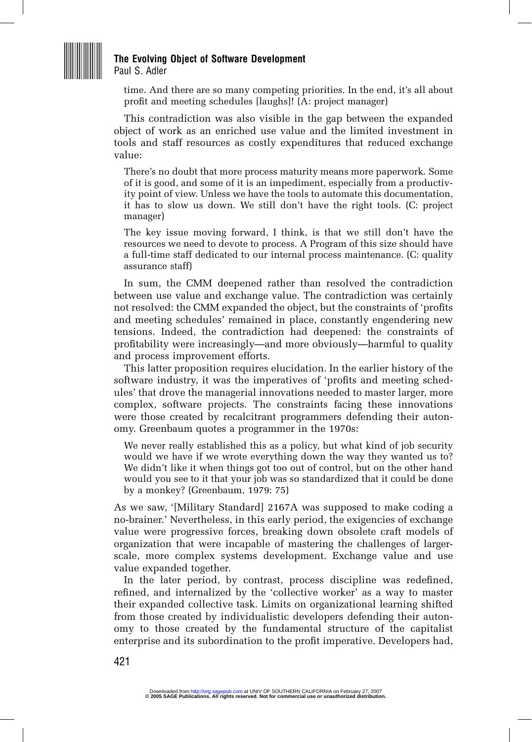time. And there are so many competing priorities. In the end, it's all about profit and meeting schedules [laughs]! (A: project manager)

This contradiction was also visible in the gap between the expanded object of work as an enriched use value and the limited investment in tools and staff resources as costly expenditures that reduced exchange value:

> There's no doubt that more process maturity means more paperwork. Some of it is good, and some of it is an impediment, especially from a productivity point of view. Unless we have the tools to automate this documentation, it has to slow us down. We still don't have the right tools. (C: project manager)

> The key issue moving forward, I think, is that we still don't have the resources we need to devote to process. A Program of this size should have a full-time staff dedicated to our internal process maintenance. (C: quality assurance staff)

In sum, the CMM deepened rather than resolved the contradiction between use value and exchange value. The contradiction was certainly not resolved: the CMM expanded the object, but the constraints of 'profits and meeting schedules' remained in place, constantly engendering new tensions. Indeed, the contradiction had deepened: the constraints of profitability were increasingly—and more obviously—harmful to quality and process improvement efforts.

This latter proposition requires elucidation. In the earlier history of the software industry, it was the imperatives of 'profits and meeting schedules' that drove the managerial innovations needed to master larger, more complex, software projects. The constraints facing these innovations were those created by recalcitrant programmers defending their autonomy. Greenbaum quotes a programmer in the 1970s:

> We never really established this as a policy, but what kind of job security would we have if we wrote everything down the way they wanted us to? We didn't like it when things got too out of control, but on the other hand would you see to it that your job was so standardized that it could be done by a monkey? (Greenbaum, 1979: 75)

As we saw, '[Military Standard] 2167A was supposed to make coding a no-brainer.' Nevertheless, in this early period, the exigencies of exchange value were progressive forces, breaking down obsolete craft models of organization that were incapable of mastering the challenges of larger-scale, more complex systems development. Exchange value and use value expanded together.

In the later period, by contrast, process discipline was redefined, refined, and internalized by the 'collective worker' as a way to master their expanded collective task. Limits on organizational learning shifted from those created by individualistic developers defending their autonomy to those created by the fundamental structure of the capitalist enterprise and its subordination to the profit imperative. Developers had,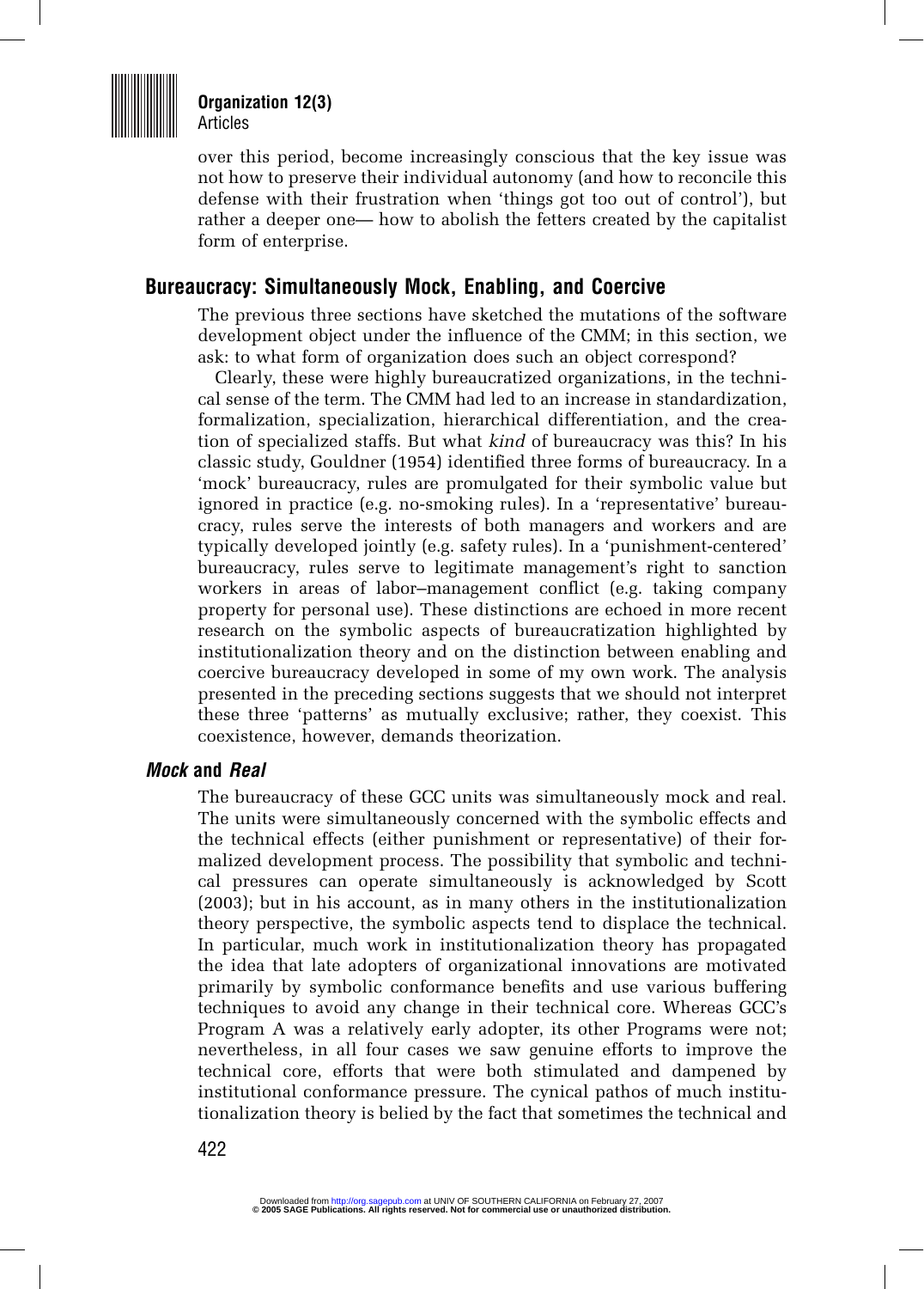over this period, become increasingly conscious that the key issue was not how to preserve their individual autonomy (and how to reconcile this defense with their frustration when 'things got too out of control'), but rather a deeper one— how to abolish the fetters created by the capitalist form of enterprise.

## Bureaucracy: Simultaneously Mock, Enabling, and Coercive

The previous three sections have sketched the mutations of the software development object under the influence of the CMM; in this section, we ask: to what form of organization does such an object correspond?

Clearly, these were highly bureaucratized organizations, in the technical sense of the term. The CMM had led to an increase in standardization, formalization, specialization, hierarchical differentiation, and the creation of specialized staffs. But what *kind* of bureaucracy was this? In his classic study, Gouldner (1954) identified three forms of bureaucracy. In a 'mock' bureaucracy, rules are promulgated for their symbolic value but ignored in practice (e.g. no-smoking rules). In a 'representative' bureaucracy, rules serve the interests of both managers and workers and are typically developed jointly (e.g. safety rules). In a 'punishment-centered' bureaucracy, rules serve to legitimate management's right to sanction workers in areas of labor–management conflict (e.g. taking company property for personal use). These distinctions are echoed in more recent research on the symbolic aspects of bureaucratization highlighted by institutionalization theory and on the distinction between enabling and coercive bureaucracy developed in some of my own work. The analysis presented in the preceding sections suggests that we should not interpret these three 'patterns' as mutually exclusive; rather, they coexist. This coexistence, however, demands theorization.

### *Mock* and *Real*

The bureaucracy of these GCC units was simultaneously mock and real. The units were simultaneously concerned with the symbolic effects and the technical effects (either punishment or representative) of their formalized development process. The possibility that symbolic and technical pressures can operate simultaneously is acknowledged by Scott (2003); but in his account, as in many others in the institutionalization theory perspective, the symbolic aspects tend to displace the technical. In particular, much work in institutionalization theory has propagated the idea that late adopters of organizational innovations are motivated primarily by symbolic conformance benefits and use various buffering techniques to avoid any change in their technical core. Whereas GCC's Program A was a relatively early adopter, its other Programs were not; nevertheless, in all four cases we saw genuine efforts to improve the technical core, efforts that were both stimulated and dampened by institutional conformance pressure. The cynical pathos of much institutionalization theory is belied by the fact that sometimes the technical and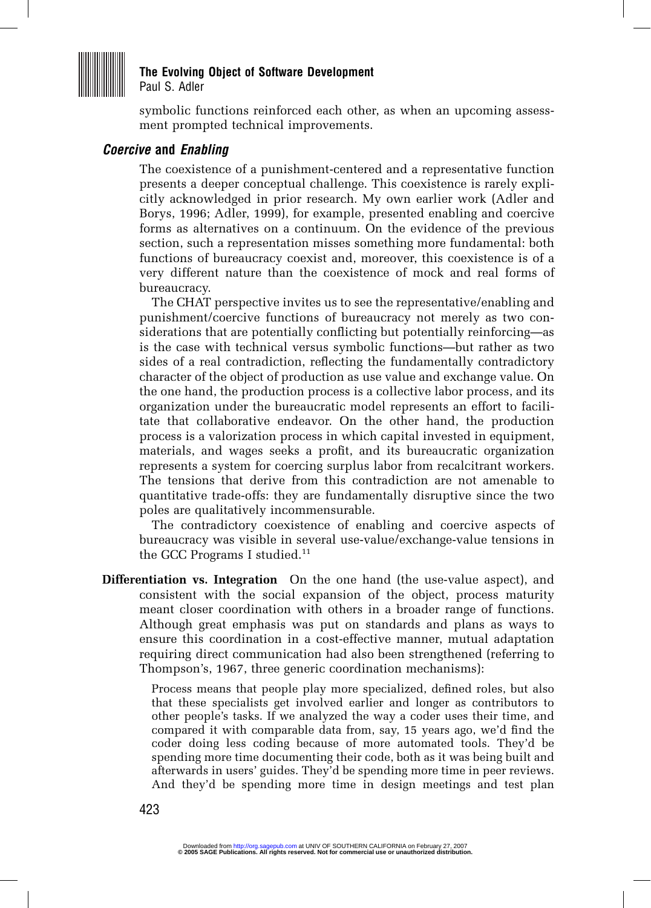symbolic functions reinforced each other, as when an upcoming assessment prompted technical improvements.

### *Coercive* and *Enabling*

The coexistence of a punishment-centered and a representative function presents a deeper conceptual challenge. This coexistence is rarely explicitly acknowledged in prior research. My own earlier work (Adler and Borys, 1996; Adler, 1999), for example, presented enabling and coercive forms as alternatives on a continuum. On the evidence of the previous section, such a representation misses something more fundamental: both functions of bureaucracy coexist and, moreover, this coexistence is of a very different nature than the coexistence of mock and real forms of bureaucracy.

The CHAT perspective invites us to see the representative/enabling and punishment/coercive functions of bureaucracy not merely as two considerations that are potentially conflicting but potentially reinforcing—as is the case with technical versus symbolic functions—but rather as two sides of a real contradiction, reflecting the fundamentally contradictory character of the object of production as use value and exchange value. On the one hand, the production process is a collective labor process, and its organization under the bureaucratic model represents an effort to facilitate that collaborative endeavor. On the other hand, the production process is a valorization process in which capital invested in equipment, materials, and wages seeks a profit, and its bureaucratic organization represents a system for coercing surplus labor from recalcitrant workers. The tensions that derive from this contradiction are not amenable to quantitative trade-offs: they are fundamentally disruptive since the two poles are qualitatively incommensurable.

The contradictory coexistence of enabling and coercive aspects of bureaucracy was visible in several use-value/exchange-value tensions in the GCC Programs I studied.[11]

**Differentiation vs. Integration** On the one hand (the use-value aspect), and consistent with the social expansion of the object, process maturity meant closer coordination with others in a broader range of functions. Although great emphasis was put on standards and plans as ways to ensure this coordination in a cost-effective manner, mutual adaptation requiring direct communication had also been strengthened (referring to Thompson's, 1967, three generic coordination mechanisms):

> Process means that people play more specialized, defined roles, but also that these specialists get involved earlier and longer as contributors to other people's tasks. If we analyzed the way a coder uses their time, and compared it with comparable data from, say, 15 years ago, we'd find the coder doing less coding because of more automated tools. They'd be spending more time documenting their code, both as it was being built and afterwards in users' guides. They'd be spending more time in peer reviews. And they'd be spending more time in design meetings and test plan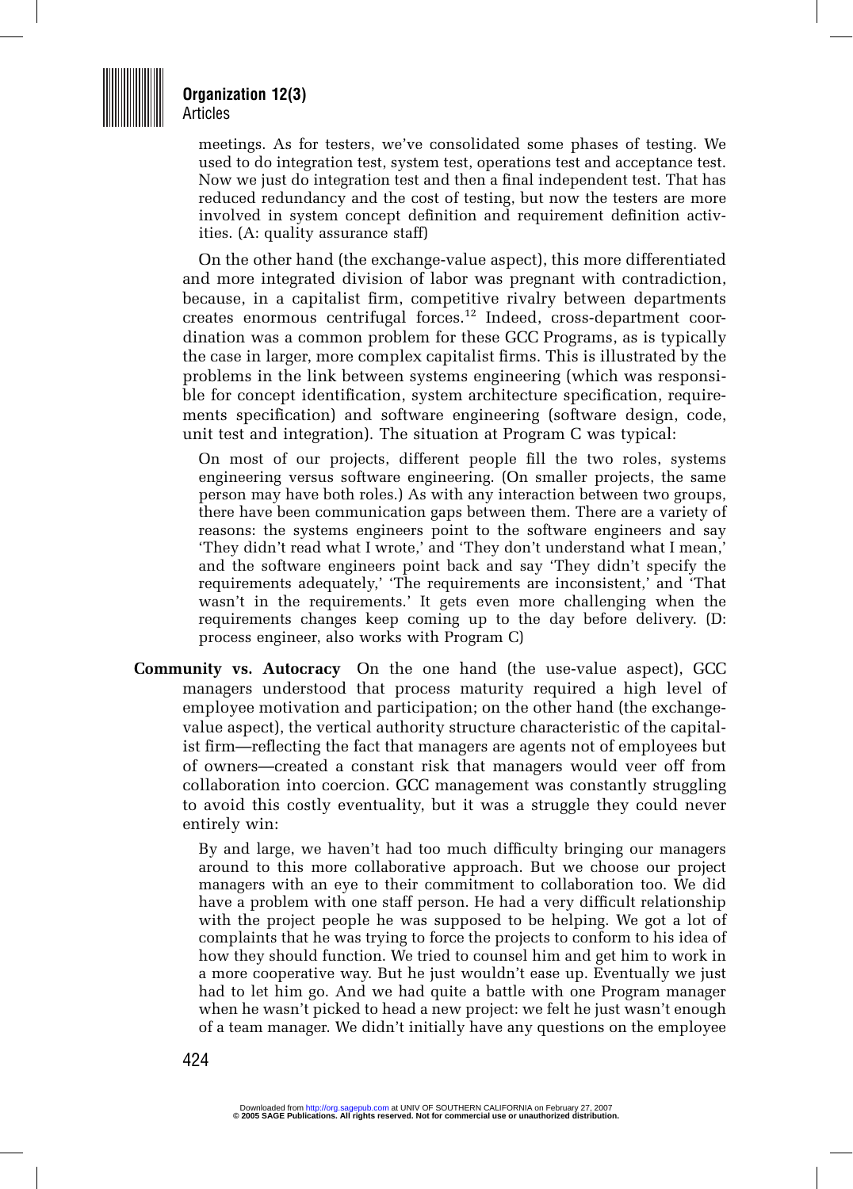meetings. As for testers, we've consolidated some phases of testing. We used to do integration test, system test, operations test and acceptance test. Now we just do integration test and then a final independent test. That has reduced redundancy and the cost of testing, but now the testers are more involved in system concept definition and requirement definition activities. (A: quality assurance staff)

On the other hand (the exchange-value aspect), this more differentiated and more integrated division of labor was pregnant with contradiction, because, in a capitalist firm, competitive rivalry between departments creates enormous centrifugal forces.[12] Indeed, cross-department coordination was a common problem for these GCC Programs, as is typically the case in larger, more complex capitalist firms. This is illustrated by the problems in the link between systems engineering (which was responsible for concept identification, system architecture specification, requirements specification) and software engineering (software design, code, unit test and integration). The situation at Program C was typical:

> On most of our projects, different people fill the two roles, systems engineering versus software engineering. (On smaller projects, the same person may have both roles.) As with any interaction between two groups, there have been communication gaps between them. There are a variety of reasons: the systems engineers point to the software engineers and say 'They didn't read what I wrote,' and 'They don't understand what I mean,' and the software engineers point back and say 'They didn't specify the requirements adequately,' 'The requirements are inconsistent,' and 'That wasn't in the requirements.' It gets even more challenging when the requirements changes keep coming up to the day before delivery. (D: process engineer, also works with Program C)

**Community vs. Autocracy** On the one hand (the use-value aspect), GCC managers understood that process maturity required a high level of employee motivation and participation; on the other hand (the exchange-value aspect), the vertical authority structure characteristic of the capitalist firm—reflecting the fact that managers are agents not of employees but of owners—created a constant risk that managers would veer off from collaboration into coercion. GCC management was constantly struggling to avoid this costly eventuality, but it was a struggle they could never entirely win:

> By and large, we haven't had too much difficulty bringing our managers around to this more collaborative approach. But we choose our project managers with an eye to their commitment to collaboration too. We did have a problem with one staff person. He had a very difficult relationship with the project people he was supposed to be helping. We got a lot of complaints that he was trying to force the projects to conform to his idea of how they should function. We tried to counsel him and get him to work in a more cooperative way. But he just wouldn't ease up. Eventually we just had to let him go. And we had quite a battle with one Program manager when he wasn't picked to head a new project: we felt he just wasn't enough of a team manager. We didn't initially have any questions on the employee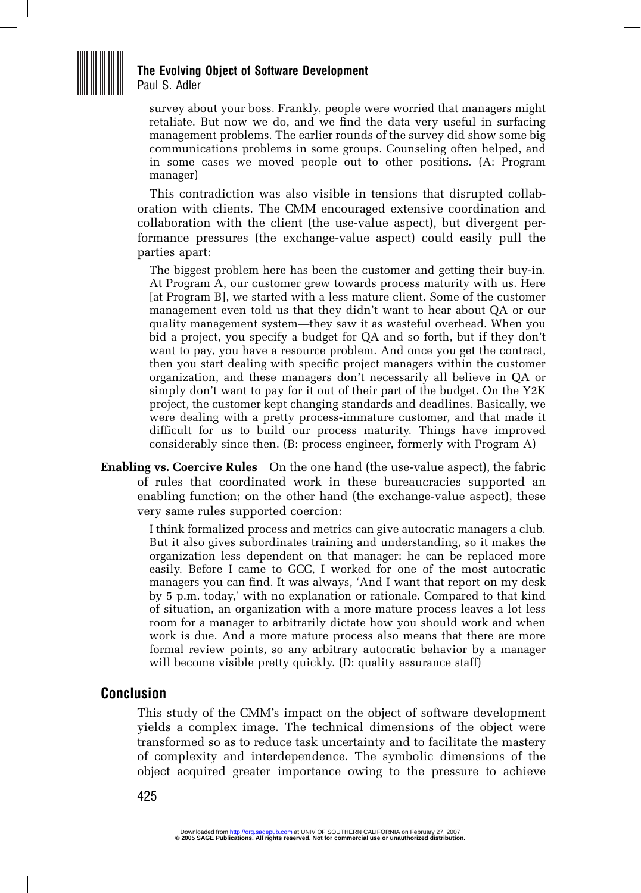survey about your boss. Frankly, people were worried that managers might retaliate. But now we do, and we find the data very useful in surfacing management problems. The earlier rounds of the survey did show some big communications problems in some groups. Counseling often helped, and in some cases we moved people out to other positions. (A: Program manager)

This contradiction was also visible in tensions that disrupted collaboration with clients. The CMM encouraged extensive coordination and collaboration with the client (the use-value aspect), but divergent performance pressures (the exchange-value aspect) could easily pull the parties apart:

> The biggest problem here has been the customer and getting their buy-in. At Program A, our customer grew towards process maturity with us. Here [at Program B], we started with a less mature client. Some of the customer management even told us that they didn't want to hear about QA or our quality management system—they saw it as wasteful overhead. When you bid a project, you specify a budget for QA and so forth, but if they don't want to pay, you have a resource problem. And once you get the contract, then you start dealing with specific project managers within the customer organization, and these managers don't necessarily all believe in QA or simply don't want to pay for it out of their part of the budget. On the Y2K project, the customer kept changing standards and deadlines. Basically, we were dealing with a pretty process-immature customer, and that made it difficult for us to build our process maturity. Things have improved considerably since then. (B: process engineer, formerly with Program A)

**Enabling vs. Coercive Rules** On the one hand (the use-value aspect), the fabric of rules that coordinated work in these bureaucracies supported an enabling function; on the other hand (the exchange-value aspect), these very same rules supported coercion:

> I think formalized process and metrics can give autocratic managers a club. But it also gives subordinates training and understanding, so it makes the organization less dependent on that manager: he can be replaced more easily. Before I came to GCC, I worked for one of the most autocratic managers you can find. It was always, 'And I want that report on my desk by 5 p.m. today,' with no explanation or rationale. Compared to that kind of situation, an organization with a more mature process leaves a lot less room for a manager to arbitrarily dictate how you should work and when work is due. And a more mature process also means that there are more formal review points, so any arbitrary autocratic behavior by a manager will become visible pretty quickly. (D: quality assurance staff)

## Conclusion

This study of the CMM's impact on the object of software development yields a complex image. The technical dimensions of the object were transformed so as to reduce task uncertainty and to facilitate the mastery of complexity and interdependence. The symbolic dimensions of the object acquired greater importance owing to the pressure to achieve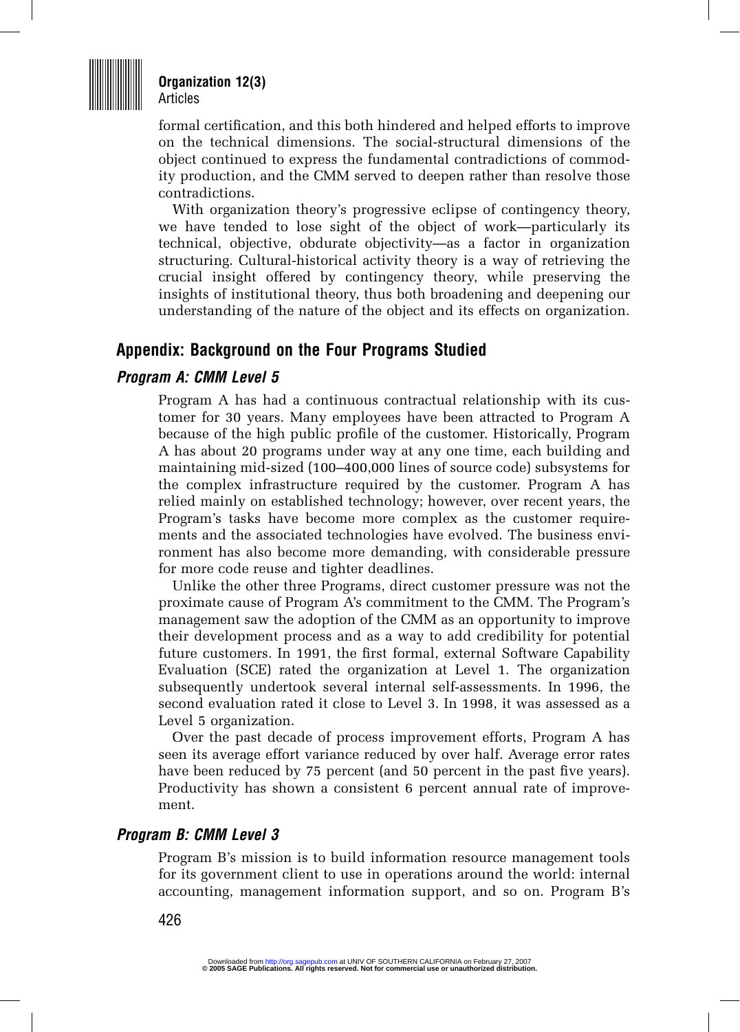formal certification, and this both hindered and helped efforts to improve on the technical dimensions. The social-structural dimensions of the object continued to express the fundamental contradictions of commodity production, and the CMM served to deepen rather than resolve those contradictions.

With organization theory's progressive eclipse of contingency theory, we have tended to lose sight of the object of work—particularly its technical, objective, obdurate objectivity—as a factor in organization structuring. Cultural-historical activity theory is a way of retrieving the crucial insight offered by contingency theory, while preserving the insights of institutional theory, thus both broadening and deepening our understanding of the nature of the object and its effects on organization.

## Appendix: Background on the Four Programs Studied

### *Program A: CMM Level 5*

Program A has had a continuous contractual relationship with its customer for 30 years. Many employees have been attracted to Program A because of the high public profile of the customer. Historically, Program A has about 20 programs under way at any one time, each building and maintaining mid-sized (100–400,000 lines of source code) subsystems for the complex infrastructure required by the customer. Program A has relied mainly on established technology; however, over recent years, the Program's tasks have become more complex as the customer requirements and the associated technologies have evolved. The business environment has also become more demanding, with considerable pressure for more code reuse and tighter deadlines.

Unlike the other three Programs, direct customer pressure was not the proximate cause of Program A's commitment to the CMM. The Program's management saw the adoption of the CMM as an opportunity to improve their development process and as a way to add credibility for potential future customers. In 1991, the first formal, external Software Capability Evaluation (SCE) rated the organization at Level 1. The organization subsequently undertook several internal self-assessments. In 1996, the second evaluation rated it close to Level 3. In 1998, it was assessed as a Level 5 organization.

Over the past decade of process improvement efforts, Program A has seen its average effort variance reduced by over half. Average error rates have been reduced by 75 percent (and 50 percent in the past five years). Productivity has shown a consistent 6 percent annual rate of improvement.

### *Program B: CMM Level 3*

Program B's mission is to build information resource management tools for its government client to use in operations around the world: internal accounting, management information support, and so on. Program B's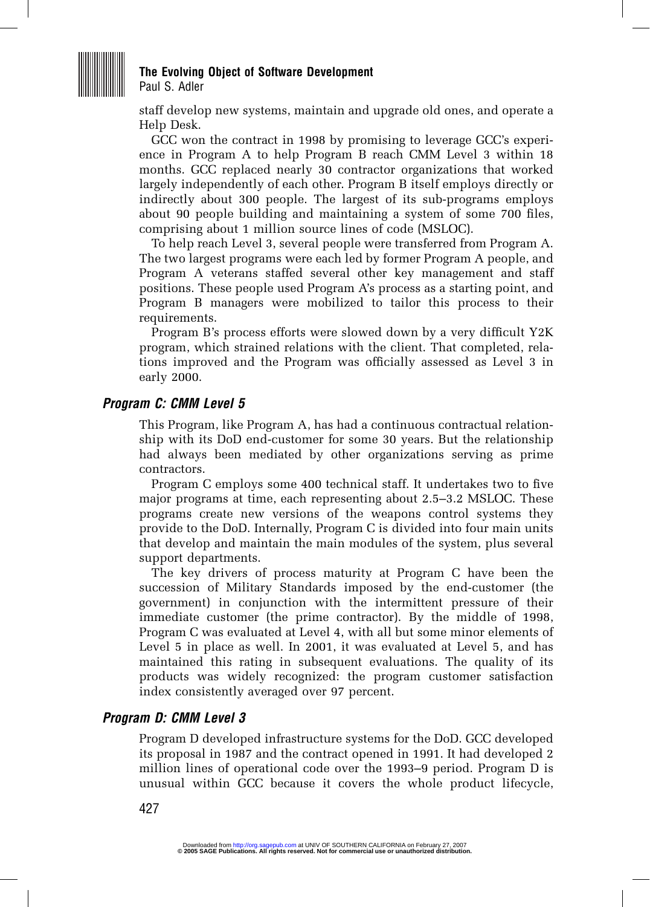staff develop new systems, maintain and upgrade old ones, and operate a Help Desk.

GCC won the contract in 1998 by promising to leverage GCC's experience in Program A to help Program B reach CMM Level 3 within 18 months. GCC replaced nearly 30 contractor organizations that worked largely independently of each other. Program B itself employs directly or indirectly about 300 people. The largest of its sub-programs employs about 90 people building and maintaining a system of some 700 files, comprising about 1 million source lines of code (MSLOC).

To help reach Level 3, several people were transferred from Program A. The two largest programs were each led by former Program A people, and Program A veterans staffed several other key management and staff positions. These people used Program A's process as a starting point, and Program B managers were mobilized to tailor this process to their requirements.

Program B's process efforts were slowed down by a very difficult Y2K program, which strained relations with the client. That completed, relations improved and the Program was officially assessed as Level 3 in early 2000.

### *Program C: CMM Level 5*

This Program, like Program A, has had a continuous contractual relationship with its DoD end-customer for some 30 years. But the relationship had always been mediated by other organizations serving as prime contractors.

Program C employs some 400 technical staff. It undertakes two to five major programs at time, each representing about 2.5–3.2 MSLOC. These programs create new versions of the weapons control systems they provide to the DoD. Internally, Program C is divided into four main units that develop and maintain the main modules of the system, plus several support departments.

The key drivers of process maturity at Program C have been the succession of Military Standards imposed by the end-customer (the government) in conjunction with the intermittent pressure of their immediate customer (the prime contractor). By the middle of 1998, Program C was evaluated at Level 4, with all but some minor elements of Level 5 in place as well. In 2001, it was evaluated at Level 5, and has maintained this rating in subsequent evaluations. The quality of its products was widely recognized: the program customer satisfaction index consistently averaged over 97 percent.

### *Program D: CMM Level 3*

Program D developed infrastructure systems for the DoD. GCC developed its proposal in 1987 and the contract opened in 1991. It had developed 2 million lines of operational code over the 1993–9 period. Program D is unusual within GCC because it covers the whole product lifecycle,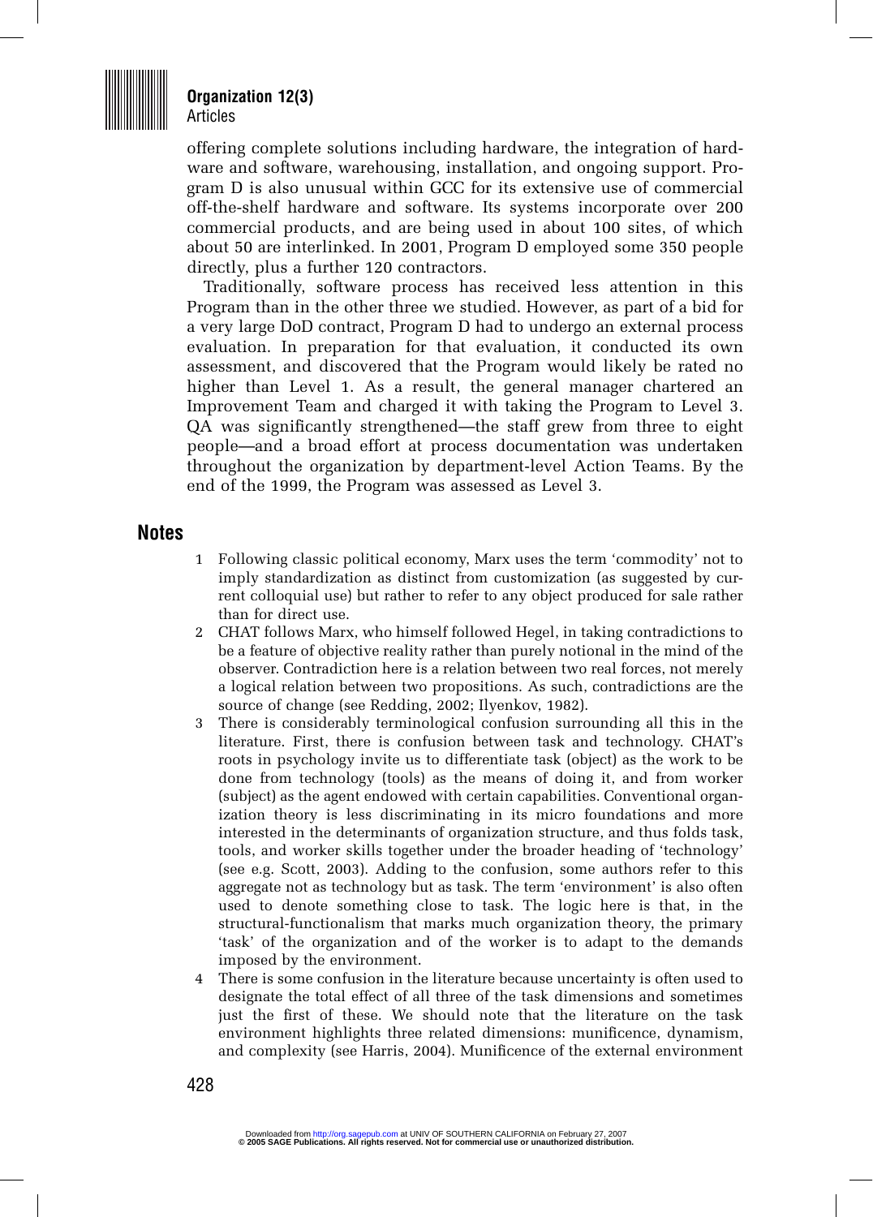offering complete solutions including hardware, the integration of hardware and software, warehousing, installation, and ongoing support. Program D is also unusual within GCC for its extensive use of commercial off-the-shelf hardware and software. Its systems incorporate over 200 commercial products, and are being used in about 100 sites, of which about 50 are interlinked. In 2001, Program D employed some 350 people directly, plus a further 120 contractors.

Traditionally, software process has received less attention in this Program than in the other three we studied. However, as part of a bid for a very large DoD contract, Program D had to undergo an external process evaluation. In preparation for that evaluation, it conducted its own assessment, and discovered that the Program would likely be rated no higher than Level 1. As a result, the general manager chartered an Improvement Team and charged it with taking the Program to Level 3. QA was significantly strengthened—the staff grew from three to eight people—and a broad effort at process documentation was undertaken throughout the organization by department-level Action Teams. By the end of the 1999, the Program was assessed as Level 3.

## Notes

1. Following classic political economy, Marx uses the term 'commodity' not to imply standardization as distinct from customization (as suggested by current colloquial use) but rather to refer to any object produced for sale rather than for direct use.
2. CHAT follows Marx, who himself followed Hegel, in taking contradictions to be a feature of objective reality rather than purely notional in the mind of the observer. Contradiction here is a relation between two real forces, not merely a logical relation between two propositions. As such, contradictions are the source of change (see Redding, 2002; Ilyenkov, 1982).
3. There is considerably terminological confusion surrounding all this in the literature. First, there is confusion between task and technology. CHAT's roots in psychology invite us to differentiate task (object) as the work to be done from technology (tools) as the means of doing it, and from worker (subject) as the agent endowed with certain capabilities. Conventional organization theory is less discriminating in its micro foundations and more interested in the determinants of organization structure, and thus folds task, tools, and worker skills together under the broader heading of 'technology' (see e.g. Scott, 2003). Adding to the confusion, some authors refer to this aggregate not as technology but as task. The term 'environment' is also often used to denote something close to task. The logic here is that, in the structural-functionalism that marks much organization theory, the primary 'task' of the organization and of the worker is to adapt to the demands imposed by the environment.
4. There is some confusion in the literature because uncertainty is often used to designate the total effect of all three of the task dimensions and sometimes just the first of these. We should note that the literature on the task environment highlights three related dimensions: munificence, dynamism, and complexity (see Harris, 2004). Munificence of the external environment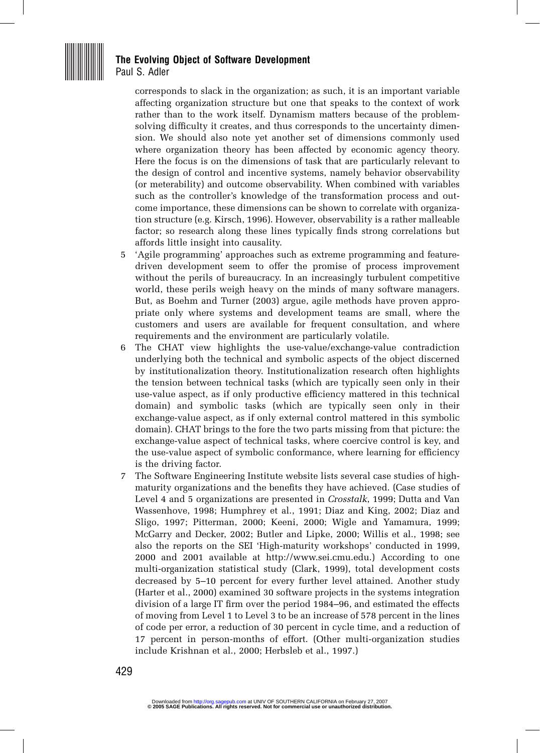corresponds to slack in the organization; as such, it is an important variable affecting organization structure but one that speaks to the context of work rather than to the work itself. Dynamism matters because of the problem-solving difficulty it creates, and thus corresponds to the uncertainty dimension. We should also note yet another set of dimensions commonly used where organization theory has been affected by economic agency theory. Here the focus is on the dimensions of task that are particularly relevant to the design of control and incentive systems, namely behavior observability (or meterability) and outcome observability. When combined with variables such as the controller's knowledge of the transformation process and outcome importance, these dimensions can be shown to correlate with organization structure (e.g. Kirsch, 1996). However, observability is a rather malleable factor; so research along these lines typically finds strong correlations but affords little insight into causality.

5 'Agile programming' approaches such as extreme programming and feature-driven development seem to offer the promise of process improvement without the perils of bureaucracy. In an increasingly turbulent competitive world, these perils weigh heavy on the minds of many software managers. But, as Boehm and Turner (2003) argue, agile methods have proven appropriate only where systems and development teams are small, where the customers and users are available for frequent consultation, and where requirements and the environment are particularly volatile.

6 The CHAT view highlights the use-value/exchange-value contradiction underlying both the technical and symbolic aspects of the object discerned by institutionalization theory. Institutionalization research often highlights the tension between technical tasks (which are typically seen only in their use-value aspect, as if only productive efficiency mattered in this technical domain) and symbolic tasks (which are typically seen only in their exchange-value aspect, as if only external control mattered in this symbolic domain). CHAT brings to the fore the two parts missing from that picture: the exchange-value aspect of technical tasks, where coercive control is key, and the use-value aspect of symbolic conformance, where learning for efficiency is the driving factor.

7 The Software Engineering Institute website lists several case studies of high-maturity organizations and the benefits they have achieved. (Case studies of Level 4 and 5 organizations are presented in *Crosstalk*, 1999; Dutta and Van Wassenhove, 1998; Humphrey et al., 1991; Diaz and King, 2002; Diaz and Sligo, 1997; Pitterman, 2000; Keeni, 2000; Wigle and Yamamura, 1999; McGarry and Decker, 2002; Butler and Lipke, 2000; Willis et al., 1998; see also the reports on the SEI 'High-maturity workshops' conducted in 1999, 2000 and 2001 available at http://www.sei.cmu.edu.) According to one multi-organization statistical study (Clark, 1999), total development costs decreased by 5–10 percent for every further level attained. Another study (Harter et al., 2000) examined 30 software projects in the systems integration division of a large IT firm over the period 1984–96, and estimated the effects of moving from Level 1 to Level 3 to be an increase of 578 percent in the lines of code per error, a reduction of 30 percent in cycle time, and a reduction of 17 percent in person-months of effort. (Other multi-organization studies include Krishnan et al., 2000; Herbsleb et al., 1997.)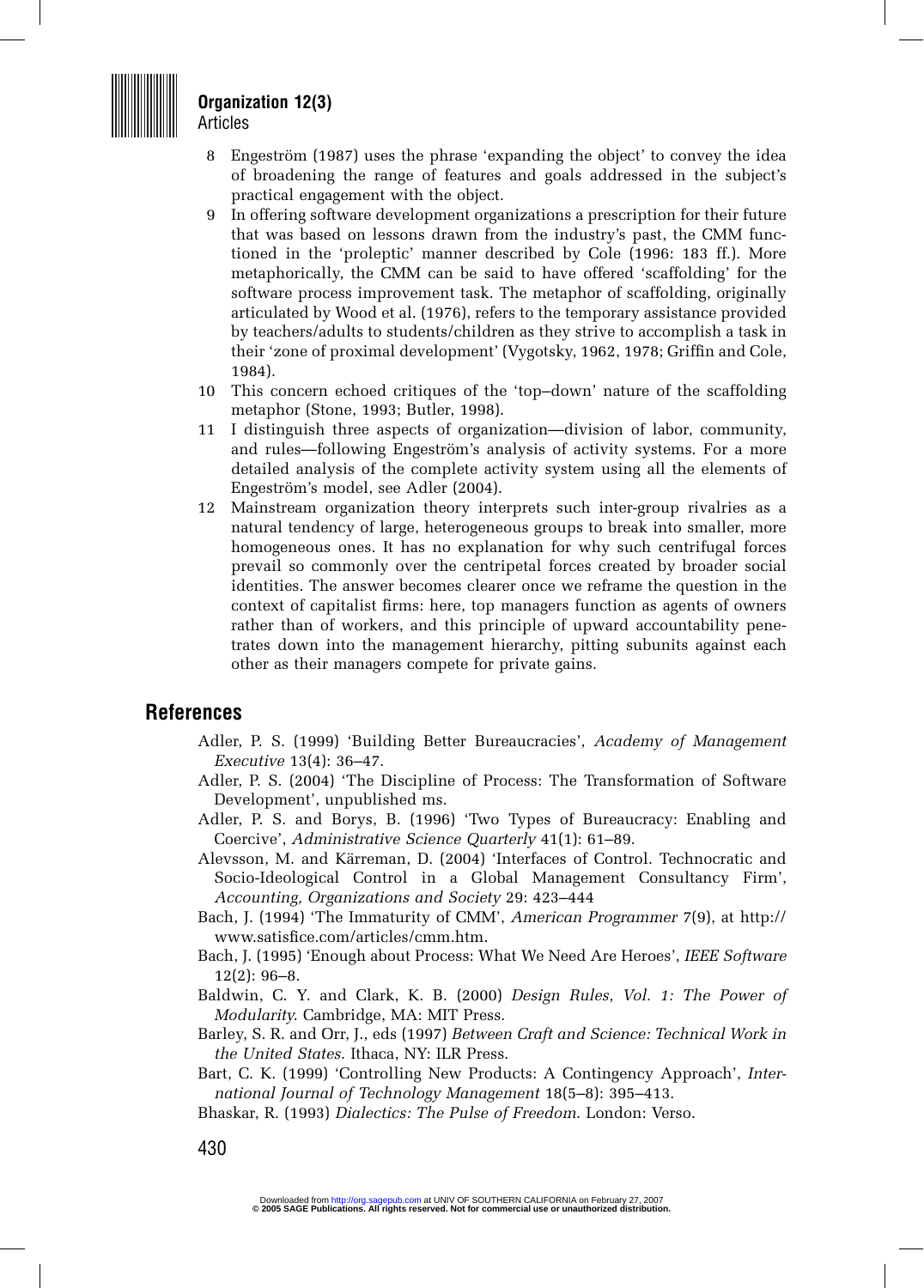8 Engeström (1987) uses the phrase 'expanding the object' to convey the idea of broadening the range of features and goals addressed in the subject's practical engagement with the object.

9 In offering software development organizations a prescription for their future that was based on lessons drawn from the industry's past, the CMM functioned in the 'proleptic' manner described by Cole (1996: 183 ff.). More metaphorically, the CMM can be said to have offered 'scaffolding' for the software process improvement task. The metaphor of scaffolding, originally articulated by Wood et al. (1976), refers to the temporary assistance provided by teachers/adults to students/children as they strive to accomplish a task in their 'zone of proximal development' (Vygotsky, 1962, 1978; Griffin and Cole, 1984).

10 This concern echoed critiques of the 'top–down' nature of the scaffolding metaphor (Stone, 1993; Butler, 1998).

11 I distinguish three aspects of organization—division of labor, community, and rules—following Engeström's analysis of activity systems. For a more detailed analysis of the complete activity system using all the elements of Engeström's model, see Adler (2004).

12 Mainstream organization theory interprets such inter-group rivalries as a natural tendency of large, heterogeneous groups to break into smaller, more homogeneous ones. It has no explanation for why such centrifugal forces prevail so commonly over the centripetal forces created by broader social identities. The answer becomes clearer once we reframe the question in the context of capitalist firms: here, top managers function as agents of owners rather than of workers, and this principle of upward accountability penetrates down into the management hierarchy, pitting subunits against each other as their managers compete for private gains.

## References

Adler, P. S. (1999) 'Building Better Bureaucracies', *Academy of Management Executive* 13(4): 36–47.

Adler, P. S. (2004) 'The Discipline of Process: The Transformation of Software Development', unpublished ms.

Adler, P. S. and Borys, B. (1996) 'Two Types of Bureaucracy: Enabling and Coercive', *Administrative Science Quarterly* 41(1): 61–89.

Alevsson, M. and Kärreman, D. (2004) 'Interfaces of Control. Technocratic and Socio-Ideological Control in a Global Management Consultancy Firm', *Accounting, Organizations and Society* 29: 423–444

Bach, J. (1994) 'The Immaturity of CMM', *American Programmer* 7(9), at http://www.satisfice.com/articles/cmm.htm.

Bach, J. (1995) 'Enough about Process: What We Need Are Heroes', *IEEE Software* 12(2): 96–8.

Baldwin, C. Y. and Clark, K. B. (2000) *Design Rules, Vol. 1: The Power of Modularity*. Cambridge, MA: MIT Press.

Barley, S. R. and Orr, J., eds (1997) *Between Craft and Science: Technical Work in the United States*. Ithaca, NY: ILR Press.

Bart, C. K. (1999) 'Controlling New Products: A Contingency Approach', *International Journal of Technology Management* 18(5–8): 395–413.

Bhaskar, R. (1993) *Dialectics: The Pulse of Freedom*. London: Verso.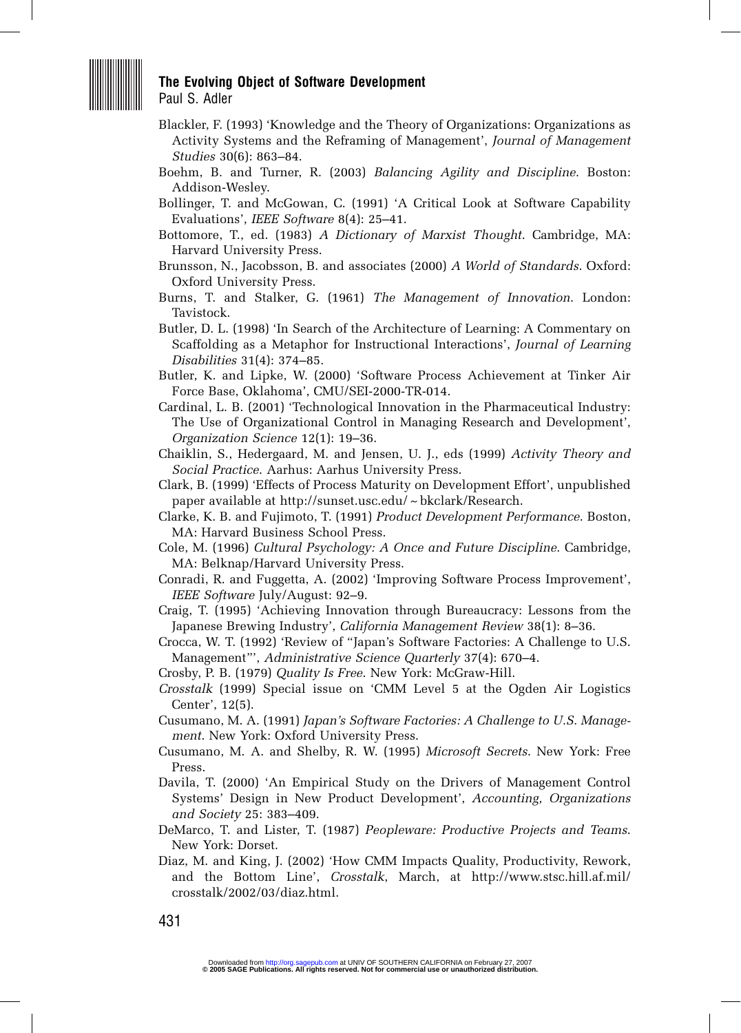Blackler, F. (1993) 'Knowledge and the Theory of Organizations: Organizations as Activity Systems and the Reframing of Management', *Journal of Management Studies* 30(6): 863–84.

Boehm, B. and Turner, R. (2003) *Balancing Agility and Discipline*. Boston: Addison-Wesley.

Bollinger, T. and McGowan, C. (1991) 'A Critical Look at Software Capability Evaluations', *IEEE Software* 8(4): 25–41.

Bottomore, T., ed. (1983) *A Dictionary of Marxist Thought*. Cambridge, MA: Harvard University Press.

Brunsson, N., Jacobsson, B. and associates (2000) *A World of Standards*. Oxford: Oxford University Press.

Burns, T. and Stalker, G. (1961) *The Management of Innovation*. London: Tavistock.

Butler, D. L. (1998) 'In Search of the Architecture of Learning: A Commentary on Scaffolding as a Metaphor for Instructional Interactions', *Journal of Learning Disabilities* 31(4): 374–85.

Butler, K. and Lipke, W. (2000) 'Software Process Achievement at Tinker Air Force Base, Oklahoma', CMU/SEI-2000-TR-014.

Cardinal, L. B. (2001) 'Technological Innovation in the Pharmaceutical Industry: The Use of Organizational Control in Managing Research and Development', *Organization Science* 12(1): 19–36.

Chaiklin, S., Hedergaard, M. and Jensen, U. J., eds (1999) *Activity Theory and Social Practice*. Aarhus: Aarhus University Press.

Clark, B. (1999) 'Effects of Process Maturity on Development Effort', unpublished paper available at http://sunset.usc.edu/~bkclark/Research.

Clarke, K. B. and Fujimoto, T. (1991) *Product Development Performance*. Boston, MA: Harvard Business School Press.

Cole, M. (1996) *Cultural Psychology: A Once and Future Discipline*. Cambridge, MA: Belknap/Harvard University Press.

Conradi, R. and Fuggetta, A. (2002) 'Improving Software Process Improvement', *IEEE Software* July/August: 92–9.

Craig, T. (1995) 'Achieving Innovation through Bureaucracy: Lessons from the Japanese Brewing Industry', *California Management Review* 38(1): 8–36.

Crocca, W. T. (1992) 'Review of "Japan's Software Factories: A Challenge to U.S. Management"', *Administrative Science Quarterly* 37(4): 670–4.

Crosby, P. B. (1979) *Quality Is Free*. New York: McGraw-Hill.

*Crosstalk* (1999) Special issue on 'CMM Level 5 at the Ogden Air Logistics Center', 12(5).

Cusumano, M. A. (1991) *Japan's Software Factories: A Challenge to U.S. Management*. New York: Oxford University Press.

Cusumano, M. A. and Shelby, R. W. (1995) *Microsoft Secrets*. New York: Free Press.

Davila, T. (2000) 'An Empirical Study on the Drivers of Management Control Systems' Design in New Product Development', *Accounting, Organizations and Society* 25: 383–409.

DeMarco, T. and Lister, T. (1987) *Peopleware: Productive Projects and Teams*. New York: Dorset.

Diaz, M. and King, J. (2002) 'How CMM Impacts Quality, Productivity, Rework, and the Bottom Line', *Crosstalk*, March, at http://www.stsc.hill.af.mil/crosstalk/2002/03/diaz.html.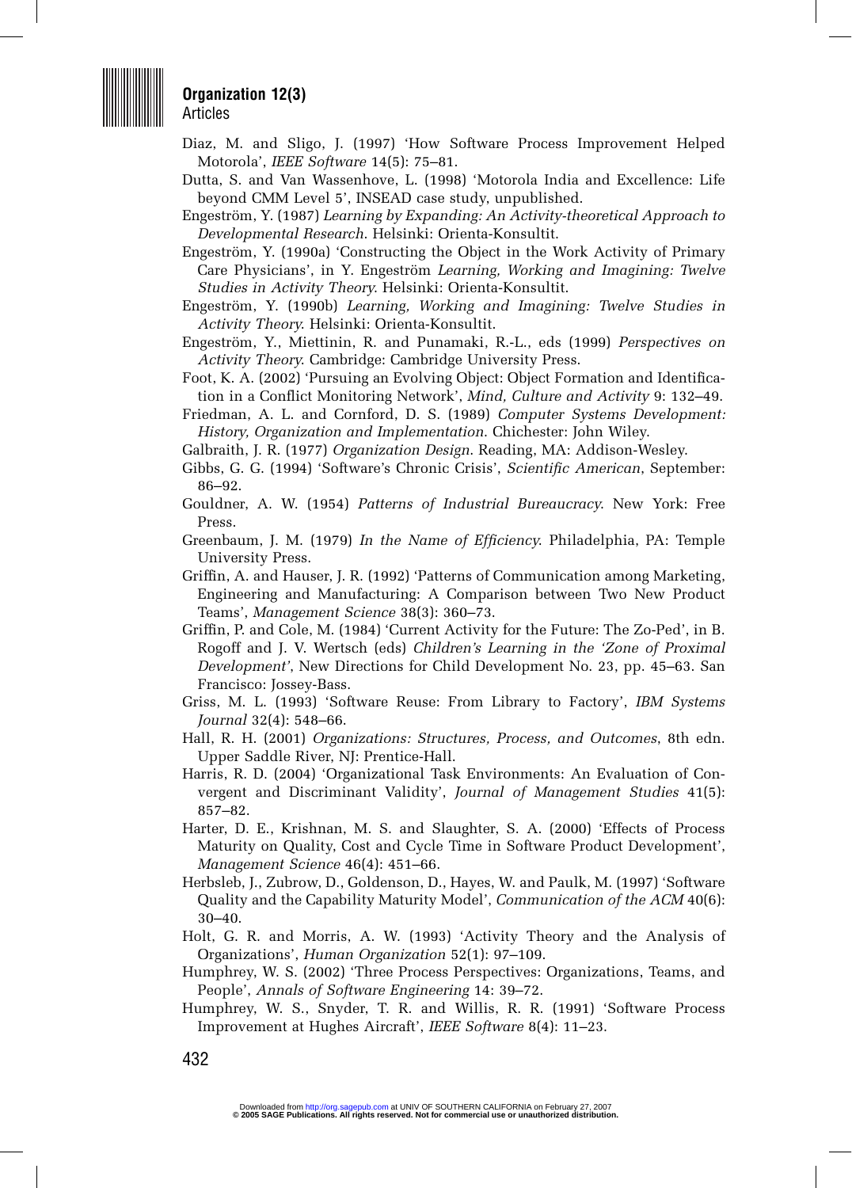Diaz, M. and Sligo, J. (1997) 'How Software Process Improvement Helped Motorola', *IEEE Software* 14(5): 75–81.

Dutta, S. and Van Wassenhove, L. (1998) 'Motorola India and Excellence: Life beyond CMM Level 5', INSEAD case study, unpublished.

Engeström, Y. (1987) *Learning by Expanding: An Activity-theoretical Approach to Developmental Research*. Helsinki: Orienta-Konsultit.

Engeström, Y. (1990a) 'Constructing the Object in the Work Activity of Primary Care Physicians', in Y. Engeström *Learning, Working and Imagining: Twelve Studies in Activity Theory*. Helsinki: Orienta-Konsultit.

Engeström, Y. (1990b) *Learning, Working and Imagining: Twelve Studies in Activity Theory*. Helsinki: Orienta-Konsultit.

Engeström, Y., Miettinin, R. and Punamaki, R.-L., eds (1999) *Perspectives on Activity Theory*. Cambridge: Cambridge University Press.

Foot, K. A. (2002) 'Pursuing an Evolving Object: Object Formation and Identification in a Conflict Monitoring Network', *Mind, Culture and Activity* 9: 132–49.

Friedman, A. L. and Cornford, D. S. (1989) *Computer Systems Development: History, Organization and Implementation*. Chichester: John Wiley.

Galbraith, J. R. (1977) *Organization Design*. Reading, MA: Addison-Wesley.

Gibbs, G. G. (1994) 'Software's Chronic Crisis', *Scientific American*, September: 86–92.

Gouldner, A. W. (1954) *Patterns of Industrial Bureaucracy*. New York: Free Press.

Greenbaum, J. M. (1979) *In the Name of Efficiency*. Philadelphia, PA: Temple University Press.

Griffin, A. and Hauser, J. R. (1992) 'Patterns of Communication among Marketing, Engineering and Manufacturing: A Comparison between Two New Product Teams', *Management Science* 38(3): 360–73.

Griffin, P. and Cole, M. (1984) 'Current Activity for the Future: The Zo-Ped', in B. Rogoff and J. V. Wertsch (eds) *Children's Learning in the 'Zone of Proximal Development'*, New Directions for Child Development No. 23, pp. 45–63. San Francisco: Jossey-Bass.

Griss, M. L. (1993) 'Software Reuse: From Library to Factory', *IBM Systems Journal* 32(4): 548–66.

Hall, R. H. (2001) *Organizations: Structures, Process, and Outcomes*, 8th edn. Upper Saddle River, NJ: Prentice-Hall.

Harris, R. D. (2004) 'Organizational Task Environments: An Evaluation of Convergent and Discriminant Validity', *Journal of Management Studies* 41(5): 857–82.

Harter, D. E., Krishnan, M. S. and Slaughter, S. A. (2000) 'Effects of Process Maturity on Quality, Cost and Cycle Time in Software Product Development', *Management Science* 46(4): 451–66.

Herbsleb, J., Zubrow, D., Goldenson, D., Hayes, W. and Paulk, M. (1997) 'Software Quality and the Capability Maturity Model', *Communication of the ACM* 40(6): 30–40.

Holt, G. R. and Morris, A. W. (1993) 'Activity Theory and the Analysis of Organizations', *Human Organization* 52(1): 97–109.

Humphrey, W. S. (2002) 'Three Process Perspectives: Organizations, Teams, and People', *Annals of Software Engineering* 14: 39–72.

Humphrey, W. S., Snyder, T. R. and Willis, R. R. (1991) 'Software Process Improvement at Hughes Aircraft', *IEEE Software* 8(4): 11–23.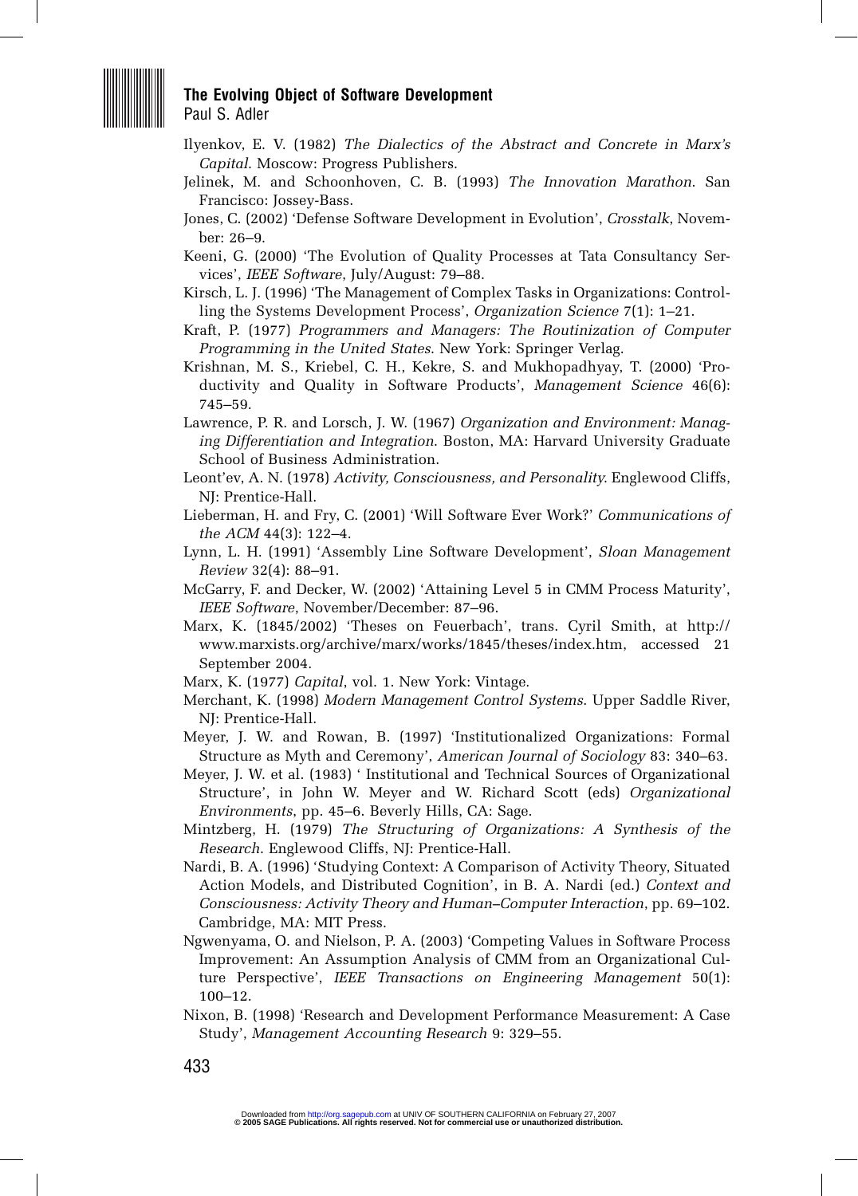Ilyenkov, E. V. (1982) *The Dialectics of the Abstract and Concrete in Marx's Capital*. Moscow: Progress Publishers.

Jelinek, M. and Schoonhoven, C. B. (1993) *The Innovation Marathon*. San Francisco: Jossey-Bass.

Jones, C. (2002) 'Defense Software Development in Evolution', *Crosstalk*, November: 26–9.

Keeni, G. (2000) 'The Evolution of Quality Processes at Tata Consultancy Services', *IEEE Software*, July/August: 79–88.

Kirsch, L. J. (1996) 'The Management of Complex Tasks in Organizations: Controlling the Systems Development Process', *Organization Science* 7(1): 1–21.

Kraft, P. (1977) *Programmers and Managers: The Routinization of Computer Programming in the United States*. New York: Springer Verlag.

Krishnan, M. S., Kriebel, C. H., Kekre, S. and Mukhopadhyay, T. (2000) 'Productivity and Quality in Software Products', *Management Science* 46(6): 745–59.

Lawrence, P. R. and Lorsch, J. W. (1967) *Organization and Environment: Managing Differentiation and Integration*. Boston, MA: Harvard University Graduate School of Business Administration.

Leont'ev, A. N. (1978) *Activity, Consciousness, and Personality*. Englewood Cliffs, NJ: Prentice-Hall.

Lieberman, H. and Fry, C. (2001) 'Will Software Ever Work?' *Communications of the ACM* 44(3): 122–4.

Lynn, L. H. (1991) 'Assembly Line Software Development', *Sloan Management Review* 32(4): 88–91.

McGarry, F. and Decker, W. (2002) 'Attaining Level 5 in CMM Process Maturity', *IEEE Software*, November/December: 87–96.

Marx, K. (1845/2002) 'Theses on Feuerbach', trans. Cyril Smith, at http://www.marxists.org/archive/marx/works/1845/theses/index.htm, accessed 21 September 2004.

Marx, K. (1977) *Capital*, vol. 1. New York: Vintage.

Merchant, K. (1998) *Modern Management Control Systems*. Upper Saddle River, NJ: Prentice-Hall.

Meyer, J. W. and Rowan, B. (1997) 'Institutionalized Organizations: Formal Structure as Myth and Ceremony', *American Journal of Sociology* 83: 340–63.

Meyer, J. W. et al. (1983) ' Institutional and Technical Sources of Organizational Structure', in John W. Meyer and W. Richard Scott (eds) *Organizational Environments*, pp. 45–6. Beverly Hills, CA: Sage.

Mintzberg, H. (1979) *The Structuring of Organizations: A Synthesis of the Research*. Englewood Cliffs, NJ: Prentice-Hall.

Nardi, B. A. (1996) 'Studying Context: A Comparison of Activity Theory, Situated Action Models, and Distributed Cognition', in B. A. Nardi (ed.) *Context and Consciousness: Activity Theory and Human–Computer Interaction*, pp. 69–102. Cambridge, MA: MIT Press.

Ngwenyama, O. and Nielson, P. A. (2003) 'Competing Values in Software Process Improvement: An Assumption Analysis of CMM from an Organizational Culture Perspective', *IEEE Transactions on Engineering Management* 50(1): 100–12.

Nixon, B. (1998) 'Research and Development Performance Measurement: A Case Study', *Management Accounting Research* 9: 329–55.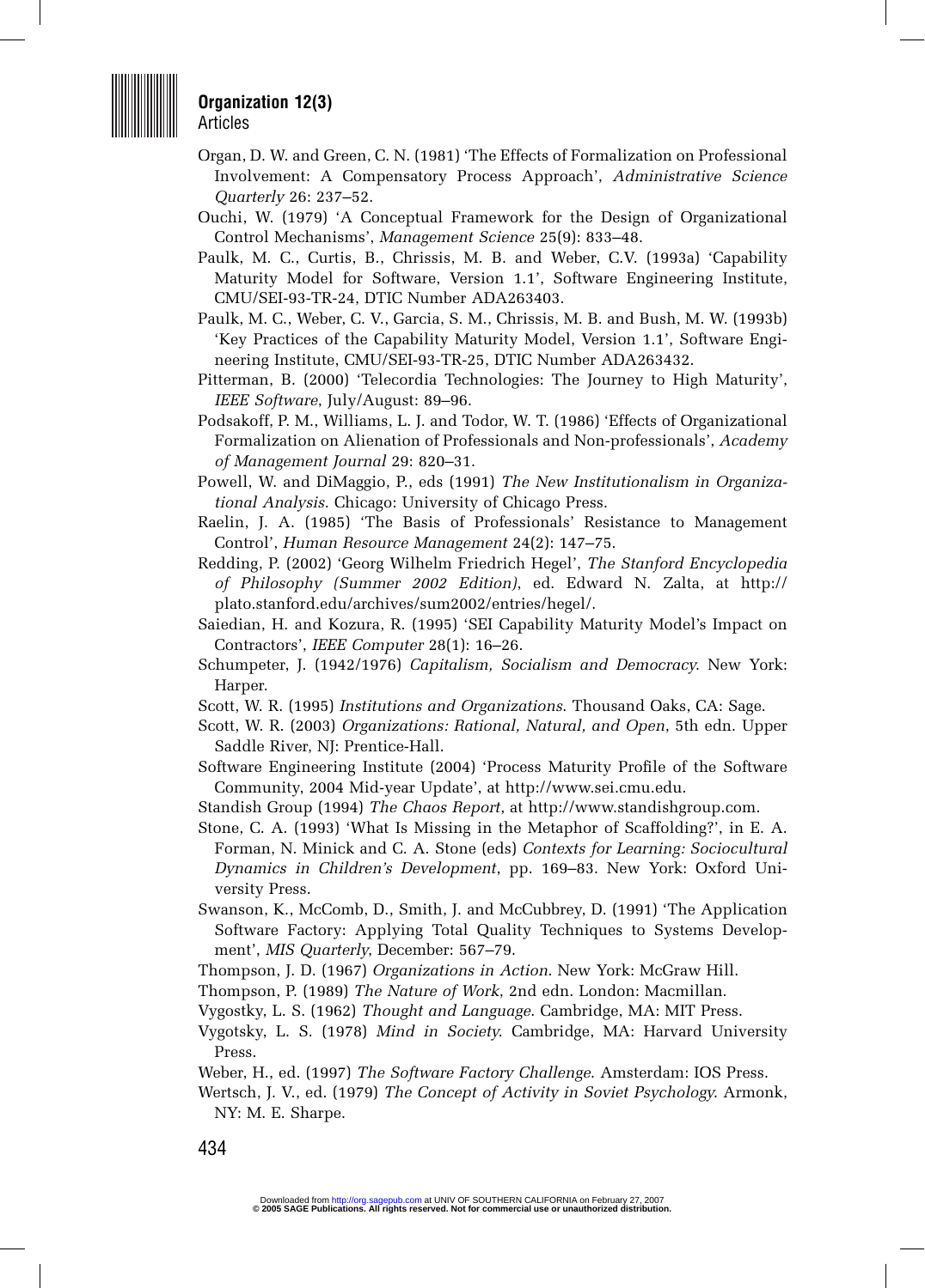Organ, D. W. and Green, C. N. (1981) 'The Effects of Formalization on Professional Involvement: A Compensatory Process Approach', *Administrative Science Quarterly* 26: 237–52.

Ouchi, W. (1979) 'A Conceptual Framework for the Design of Organizational Control Mechanisms', *Management Science* 25(9): 833–48.

Paulk, M. C., Curtis, B., Chrissis, M. B. and Weber, C.V. (1993a) 'Capability Maturity Model for Software, Version 1.1', Software Engineering Institute, CMU/SEI-93-TR-24, DTIC Number ADA263403.

Paulk, M. C., Weber, C. V., Garcia, S. M., Chrissis, M. B. and Bush, M. W. (1993b) 'Key Practices of the Capability Maturity Model, Version 1.1', Software Engineering Institute, CMU/SEI-93-TR-25, DTIC Number ADA263432.

Pitterman, B. (2000) 'Telecordia Technologies: The Journey to High Maturity', *IEEE Software*, July/August: 89–96.

Podsakoff, P. M., Williams, L. J. and Todor, W. T. (1986) 'Effects of Organizational Formalization on Alienation of Professionals and Non-professionals', *Academy of Management Journal* 29: 820–31.

Powell, W. and DiMaggio, P., eds (1991) *The New Institutionalism in Organizational Analysis*. Chicago: University of Chicago Press.

Raelin, J. A. (1985) 'The Basis of Professionals' Resistance to Management Control', *Human Resource Management* 24(2): 147–75.

Redding, P. (2002) 'Georg Wilhelm Friedrich Hegel', *The Stanford Encyclopedia of Philosophy (Summer 2002 Edition)*, ed. Edward N. Zalta, at http://plato.stanford.edu/archives/sum2002/entries/hegel/.

Saiedian, H. and Kozura, R. (1995) 'SEI Capability Maturity Model's Impact on Contractors', *IEEE Computer* 28(1): 16–26.

Schumpeter, J. (1942/1976) *Capitalism, Socialism and Democracy*. New York: Harper.

Scott, W. R. (1995) *Institutions and Organizations*. Thousand Oaks, CA: Sage.

Scott, W. R. (2003) *Organizations: Rational, Natural, and Open*, 5th edn. Upper Saddle River, NJ: Prentice-Hall.

Software Engineering Institute (2004) 'Process Maturity Profile of the Software Community, 2004 Mid-year Update', at http://www.sei.cmu.edu.

Standish Group (1994) *The Chaos Report*, at http://www.standishgroup.com.

Stone, C. A. (1993) 'What Is Missing in the Metaphor of Scaffolding?', in E. A. Forman, N. Minick and C. A. Stone (eds) *Contexts for Learning: Sociocultural Dynamics in Children's Development*, pp. 169–83. New York: Oxford University Press.

Swanson, K., McComb, D., Smith, J. and McCubbrey, D. (1991) 'The Application Software Factory: Applying Total Quality Techniques to Systems Development', *MIS Quarterly*, December: 567–79.

Thompson, J. D. (1967) *Organizations in Action*. New York: McGraw Hill.

Thompson, P. (1989) *The Nature of Work*, 2nd edn. London: Macmillan.

Vygostky, L. S. (1962) *Thought and Language*. Cambridge, MA: MIT Press.

Vygotsky, L. S. (1978) *Mind in Society*. Cambridge, MA: Harvard University Press.

Weber, H., ed. (1997) *The Software Factory Challenge*. Amsterdam: IOS Press.

Wertsch, J. V., ed. (1979) *The Concept of Activity in Soviet Psychology*. Armonk, NY: M. E. Sharpe.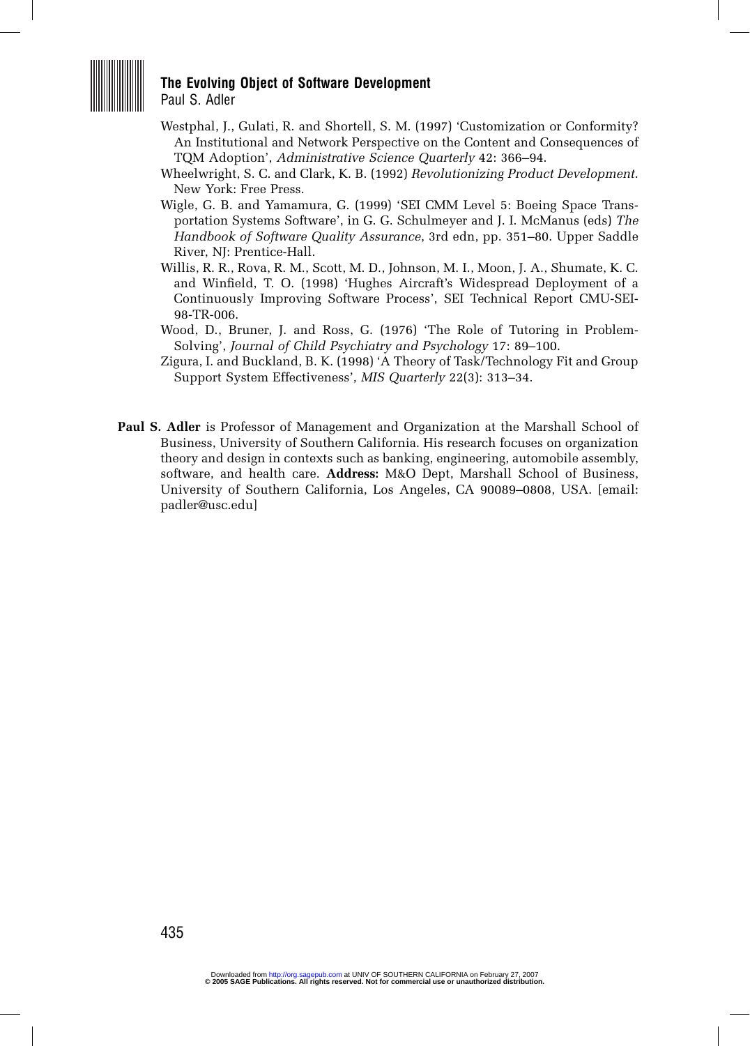Westphal, J., Gulati, R. and Shortell, S. M. (1997) 'Customization or Conformity? An Institutional and Network Perspective on the Content and Consequences of TQM Adoption', *Administrative Science Quarterly* 42: 366–94.

Wheelwright, S. C. and Clark, K. B. (1992) *Revolutionizing Product Development*. New York: Free Press.

Wigle, G. B. and Yamamura, G. (1999) 'SEI CMM Level 5: Boeing Space Transportation Systems Software', in G. G. Schulmeyer and J. I. McManus (eds) *The Handbook of Software Quality Assurance*, 3rd edn, pp. 351–80. Upper Saddle River, NJ: Prentice-Hall.

Willis, R. R., Rova, R. M., Scott, M. D., Johnson, M. I., Moon, J. A., Shumate, K. C. and Winfield, T. O. (1998) 'Hughes Aircraft's Widespread Deployment of a Continuously Improving Software Process', SEI Technical Report CMU-SEI-98-TR-006.

Wood, D., Bruner, J. and Ross, G. (1976) 'The Role of Tutoring in Problem-Solving', *Journal of Child Psychiatry and Psychology* 17: 89–100.

Zigura, I. and Buckland, B. K. (1998) 'A Theory of Task/Technology Fit and Group Support System Effectiveness', *MIS Quarterly* 22(3): 313–34.

**Paul S. Adler** is Professor of Management and Organization at the Marshall School of Business, University of Southern California. His research focuses on organization theory and design in contexts such as banking, engineering, automobile assembly, software, and health care. **Address:** M&O Dept, Marshall School of Business, University of Southern California, Los Angeles, CA 90089–0808, USA. [email: padler@usc.edu]